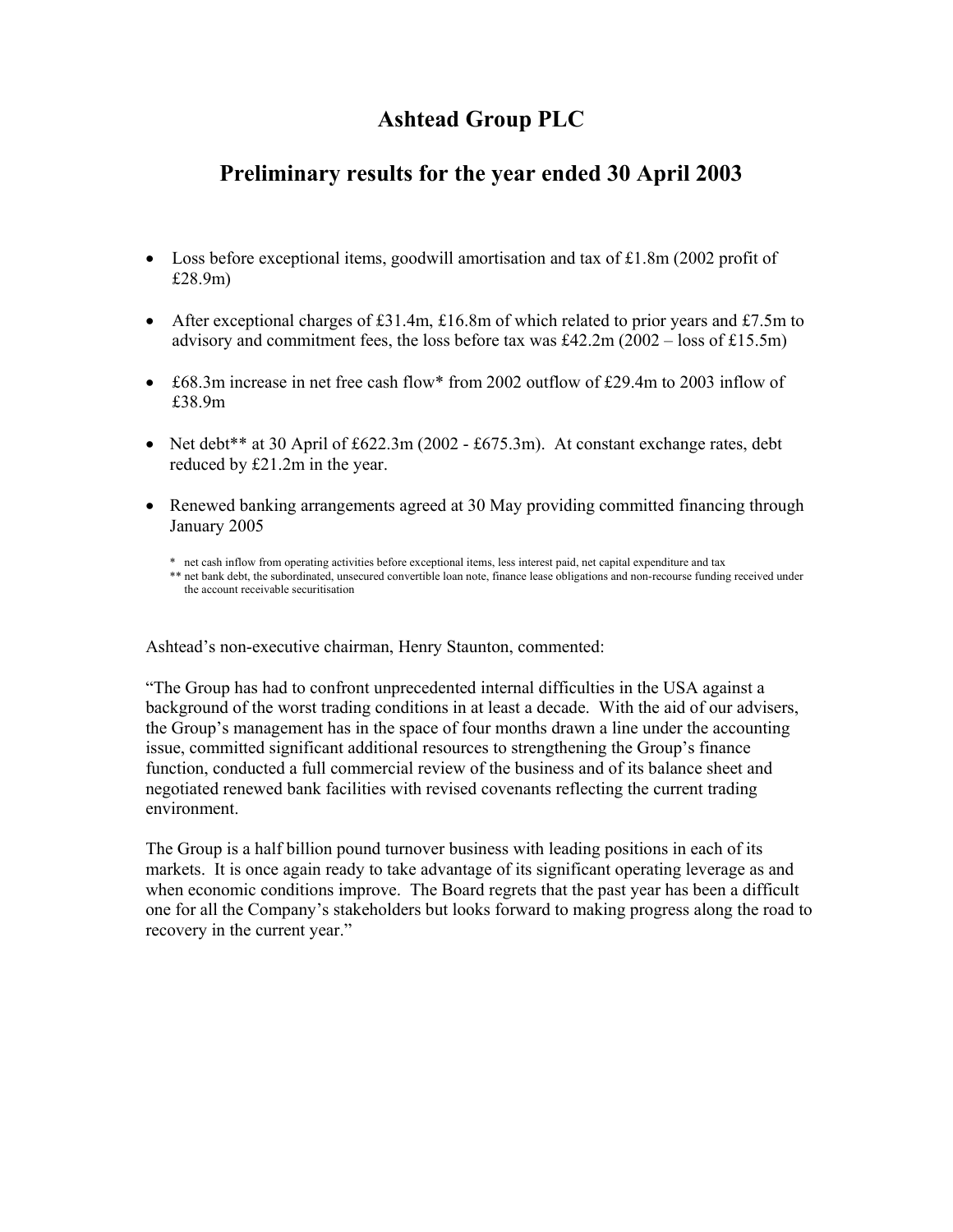# Ashtead Group PLC

## Preliminary results for the year ended 30 April 2003

- Loss before exceptional items, goodwill amortisation and tax of £1.8m (2002 profit of £28.9m)
- After exceptional charges of £31.4m, £16.8m of which related to prior years and £7.5m to advisory and commitment fees, the loss before tax was £42.2m (2002 – loss of £15.5m)
- £68.3m increase in net free cash flow* from 2002 outflow of £29.4m to 2003 inflow of £38.9m
- Net debt** at 30 April of £622.3m (2002 - £675.3m). At constant exchange rates, debt reduced by £21.2m in the year.
- Renewed banking arrangements agreed at 30 May providing committed financing through January 2005

\* net cash inflow from operating activities before exceptional items, less interest paid, net capital expenditure and tax
\** net bank debt, the subordinated, unsecured convertible loan note, finance lease obligations and non-recourse funding received under the account receivable securitisation

Ashtead's non-executive chairman, Henry Staunton, commented:

"The Group has had to confront unprecedented internal difficulties in the USA against a background of the worst trading conditions in at least a decade. With the aid of our advisers, the Group's management has in the space of four months drawn a line under the accounting issue, committed significant additional resources to strengthening the Group's finance function, conducted a full commercial review of the business and of its balance sheet and negotiated renewed bank facilities with revised covenants reflecting the current trading environment.

The Group is a half billion pound turnover business with leading positions in each of its markets. It is once again ready to take advantage of its significant operating leverage as and when economic conditions improve. The Board regrets that the past year has been a difficult one for all the Company's stakeholders but looks forward to making progress along the road to recovery in the current year."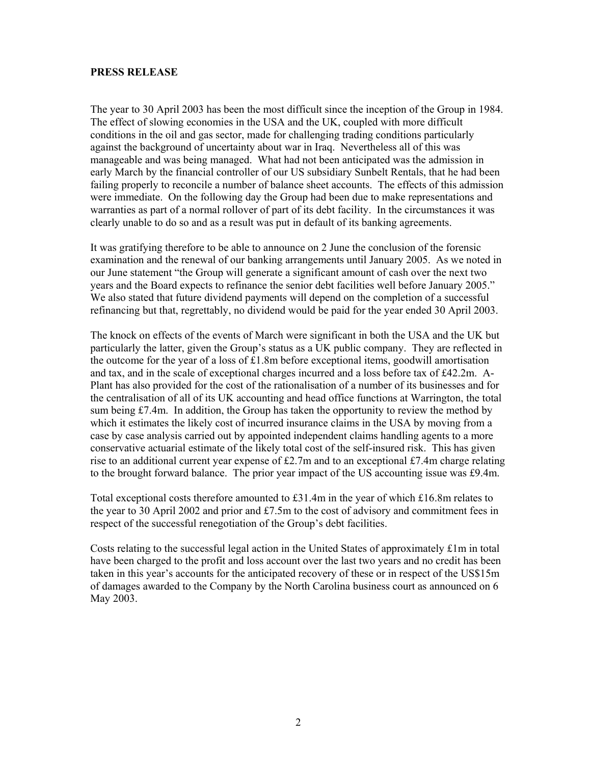**PRESS RELEASE**

The year to 30 April 2003 has been the most difficult since the inception of the Group in 1984. The effect of slowing economies in the USA and the UK, coupled with more difficult conditions in the oil and gas sector, made for challenging trading conditions particularly against the background of uncertainty about war in Iraq. Nevertheless all of this was manageable and was being managed. What had not been anticipated was the admission in early March by the financial controller of our US subsidiary Sunbelt Rentals, that he had been failing properly to reconcile a number of balance sheet accounts. The effects of this admission were immediate. On the following day the Group had been due to make representations and warranties as part of a normal rollover of part of its debt facility. In the circumstances it was clearly unable to do so and as a result was put in default of its banking agreements.

It was gratifying therefore to be able to announce on 2 June the conclusion of the forensic examination and the renewal of our banking arrangements until January 2005. As we noted in our June statement "the Group will generate a significant amount of cash over the next two years and the Board expects to refinance the senior debt facilities well before January 2005." We also stated that future dividend payments will depend on the completion of a successful refinancing but that, regrettably, no dividend would be paid for the year ended 30 April 2003.

The knock on effects of the events of March were significant in both the USA and the UK but particularly the latter, given the Group's status as a UK public company. They are reflected in the outcome for the year of a loss of £1.8m before exceptional items, goodwill amortisation and tax, and in the scale of exceptional charges incurred and a loss before tax of £42.2m. A-Plant has also provided for the cost of the rationalisation of a number of its businesses and for the centralisation of all of its UK accounting and head office functions at Warrington, the total sum being £7.4m. In addition, the Group has taken the opportunity to review the method by which it estimates the likely cost of incurred insurance claims in the USA by moving from a case by case analysis carried out by appointed independent claims handling agents to a more conservative actuarial estimate of the likely total cost of the self-insured risk. This has given rise to an additional current year expense of £2.7m and to an exceptional £7.4m charge relating to the brought forward balance. The prior year impact of the US accounting issue was £9.4m.

Total exceptional costs therefore amounted to £31.4m in the year of which £16.8m relates to the year to 30 April 2002 and prior and £7.5m to the cost of advisory and commitment fees in respect of the successful renegotiation of the Group's debt facilities.

Costs relating to the successful legal action in the United States of approximately £1m in total have been charged to the profit and loss account over the last two years and no credit has been taken in this year's accounts for the anticipated recovery of these or in respect of the US$15m of damages awarded to the Company by the North Carolina business court as announced on 6 May 2003.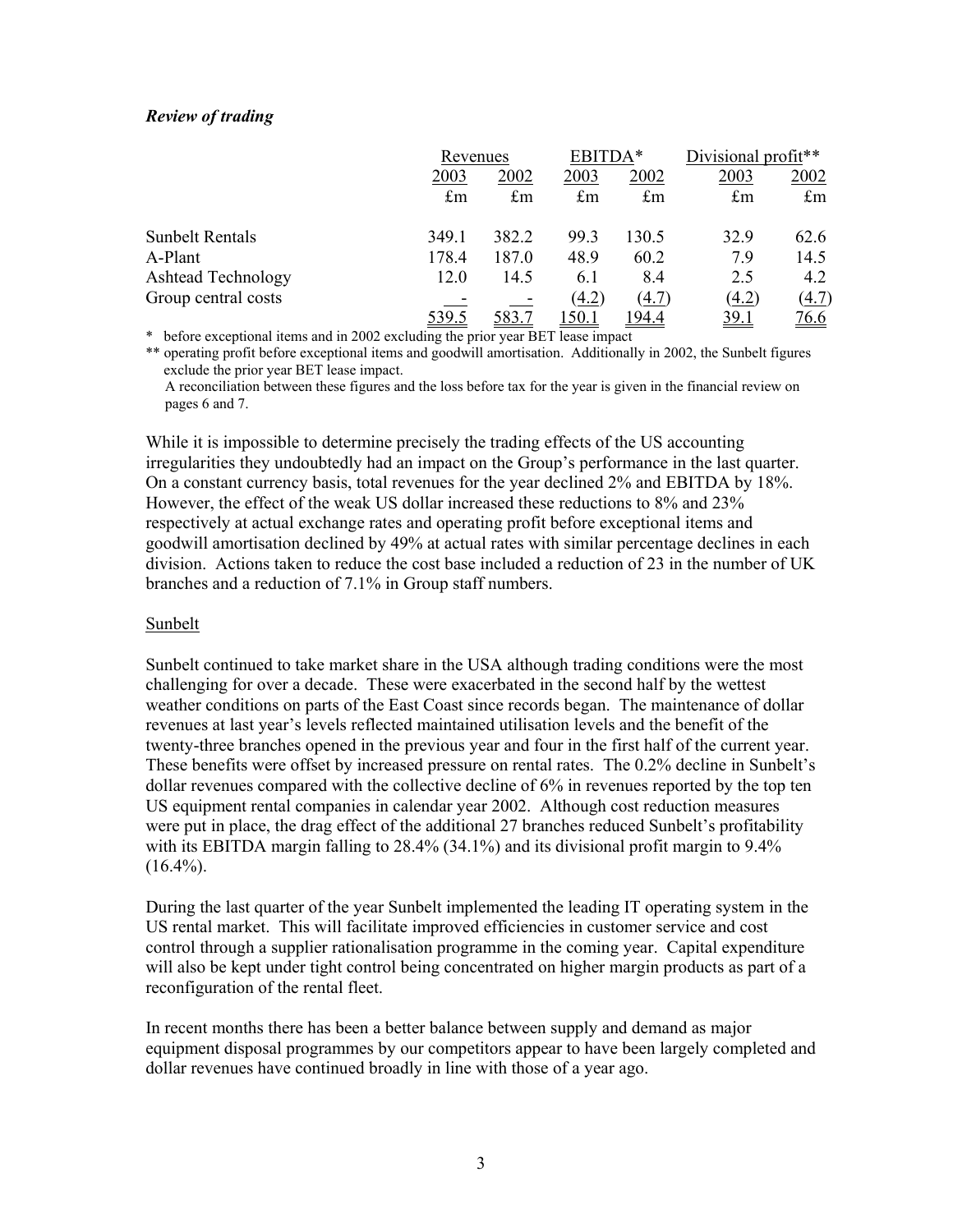***Review of trading***

| | Revenues | | EBITDA* | | Divisional profit** | |
|---|---|---|---|---|---|---|
| | 2003 | 2002 | 2003 | 2002 | 2003 | 2002 |
| | £m | £m | £m | £m | £m | £m |
| Sunbelt Rentals | 349.1 | 382.2 | 99.3 | 130.5 | 32.9 | 62.6 |
| A-Plant | 178.4 | 187.0 | 48.9 | 60.2 | 7.9 | 14.5 |
| Ashtead Technology | 12.0 | 14.5 | 6.1 | 8.4 | 2.5 | 4.2 |
| Group central costs | - | - | (4.2) | (4.7) | (4.2) | (4.7) |
| | 539.5 | 583.7 | 150.1 | 194.4 | 39.1 | 76.6 |

\* before exceptional items and in 2002 excluding the prior year BET lease impact

** operating profit before exceptional items and goodwill amortisation. Additionally in 2002, the Sunbelt figures exclude the prior year BET lease impact.
A reconciliation between these figures and the loss before tax for the year is given in the financial review on pages 6 and 7.

While it is impossible to determine precisely the trading effects of the US accounting irregularities they undoubtedly had an impact on the Group's performance in the last quarter. On a constant currency basis, total revenues for the year declined 2% and EBITDA by 18%. However, the effect of the weak US dollar increased these reductions to 8% and 23% respectively at actual exchange rates and operating profit before exceptional items and goodwill amortisation declined by 49% at actual rates with similar percentage declines in each division. Actions taken to reduce the cost base included a reduction of 23 in the number of UK branches and a reduction of 7.1% in Group staff numbers.

Sunbelt

Sunbelt continued to take market share in the USA although trading conditions were the most challenging for over a decade. These were exacerbated in the second half by the wettest weather conditions on parts of the East Coast since records began. The maintenance of dollar revenues at last year's levels reflected maintained utilisation levels and the benefit of the twenty-three branches opened in the previous year and four in the first half of the current year. These benefits were offset by increased pressure on rental rates. The 0.2% decline in Sunbelt's dollar revenues compared with the collective decline of 6% in revenues reported by the top ten US equipment rental companies in calendar year 2002. Although cost reduction measures were put in place, the drag effect of the additional 27 branches reduced Sunbelt's profitability with its EBITDA margin falling to 28.4% (34.1%) and its divisional profit margin to 9.4% (16.4%).

During the last quarter of the year Sunbelt implemented the leading IT operating system in the US rental market. This will facilitate improved efficiencies in customer service and cost control through a supplier rationalisation programme in the coming year. Capital expenditure will also be kept under tight control being concentrated on higher margin products as part of a reconfiguration of the rental fleet.

In recent months there has been a better balance between supply and demand as major equipment disposal programmes by our competitors appear to have been largely completed and dollar revenues have continued broadly in line with those of a year ago.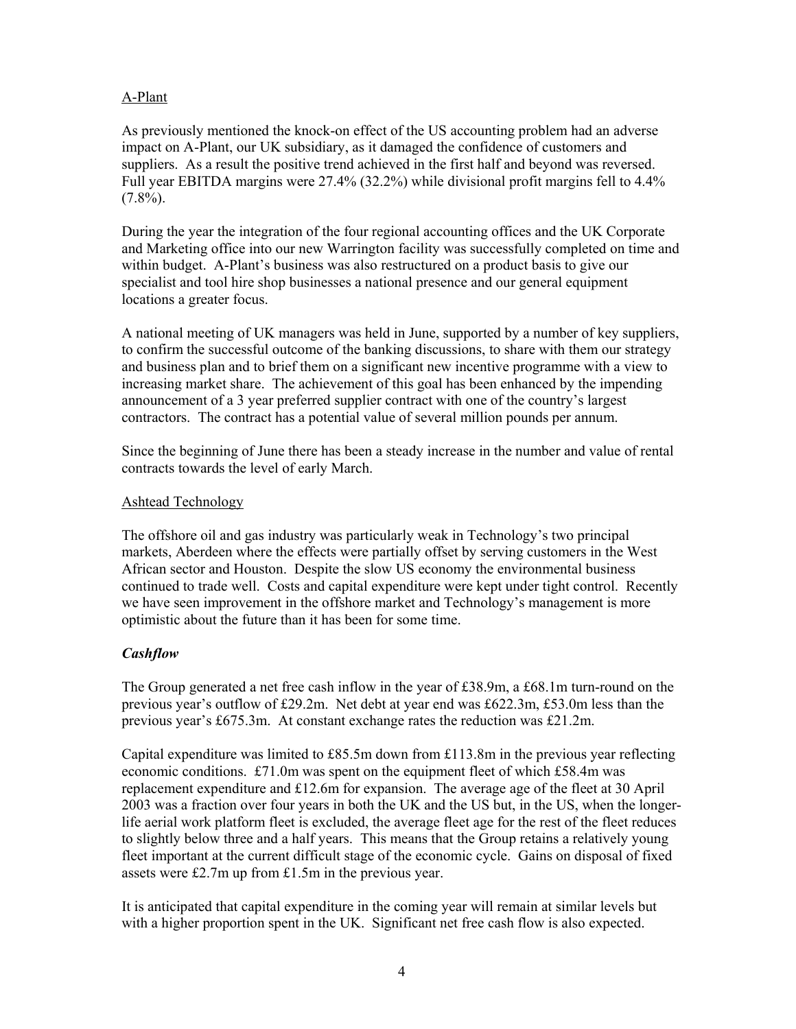A-Plant

As previously mentioned the knock-on effect of the US accounting problem had an adverse impact on A-Plant, our UK subsidiary, as it damaged the confidence of customers and suppliers. As a result the positive trend achieved in the first half and beyond was reversed. Full year EBITDA margins were 27.4% (32.2%) while divisional profit margins fell to 4.4% (7.8%).

During the year the integration of the four regional accounting offices and the UK Corporate and Marketing office into our new Warrington facility was successfully completed on time and within budget. A-Plant's business was also restructured on a product basis to give our specialist and tool hire shop businesses a national presence and our general equipment locations a greater focus.

A national meeting of UK managers was held in June, supported by a number of key suppliers, to confirm the successful outcome of the banking discussions, to share with them our strategy and business plan and to brief them on a significant new incentive programme with a view to increasing market share. The achievement of this goal has been enhanced by the impending announcement of a 3 year preferred supplier contract with one of the country's largest contractors. The contract has a potential value of several million pounds per annum.

Since the beginning of June there has been a steady increase in the number and value of rental contracts towards the level of early March.

Ashtead Technology

The offshore oil and gas industry was particularly weak in Technology's two principal markets, Aberdeen where the effects were partially offset by serving customers in the West African sector and Houston. Despite the slow US economy the environmental business continued to trade well. Costs and capital expenditure were kept under tight control. Recently we have seen improvement in the offshore market and Technology's management is more optimistic about the future than it has been for some time.

***Cashflow***

The Group generated a net free cash inflow in the year of £38.9m, a £68.1m turn-round on the previous year's outflow of £29.2m. Net debt at year end was £622.3m, £53.0m less than the previous year's £675.3m. At constant exchange rates the reduction was £21.2m.

Capital expenditure was limited to £85.5m down from £113.8m in the previous year reflecting economic conditions. £71.0m was spent on the equipment fleet of which £58.4m was replacement expenditure and £12.6m for expansion. The average age of the fleet at 30 April 2003 was a fraction over four years in both the UK and the US but, in the US, when the longer-life aerial work platform fleet is excluded, the average fleet age for the rest of the fleet reduces to slightly below three and a half years. This means that the Group retains a relatively young fleet important at the current difficult stage of the economic cycle. Gains on disposal of fixed assets were £2.7m up from £1.5m in the previous year.

It is anticipated that capital expenditure in the coming year will remain at similar levels but with a higher proportion spent in the UK. Significant net free cash flow is also expected.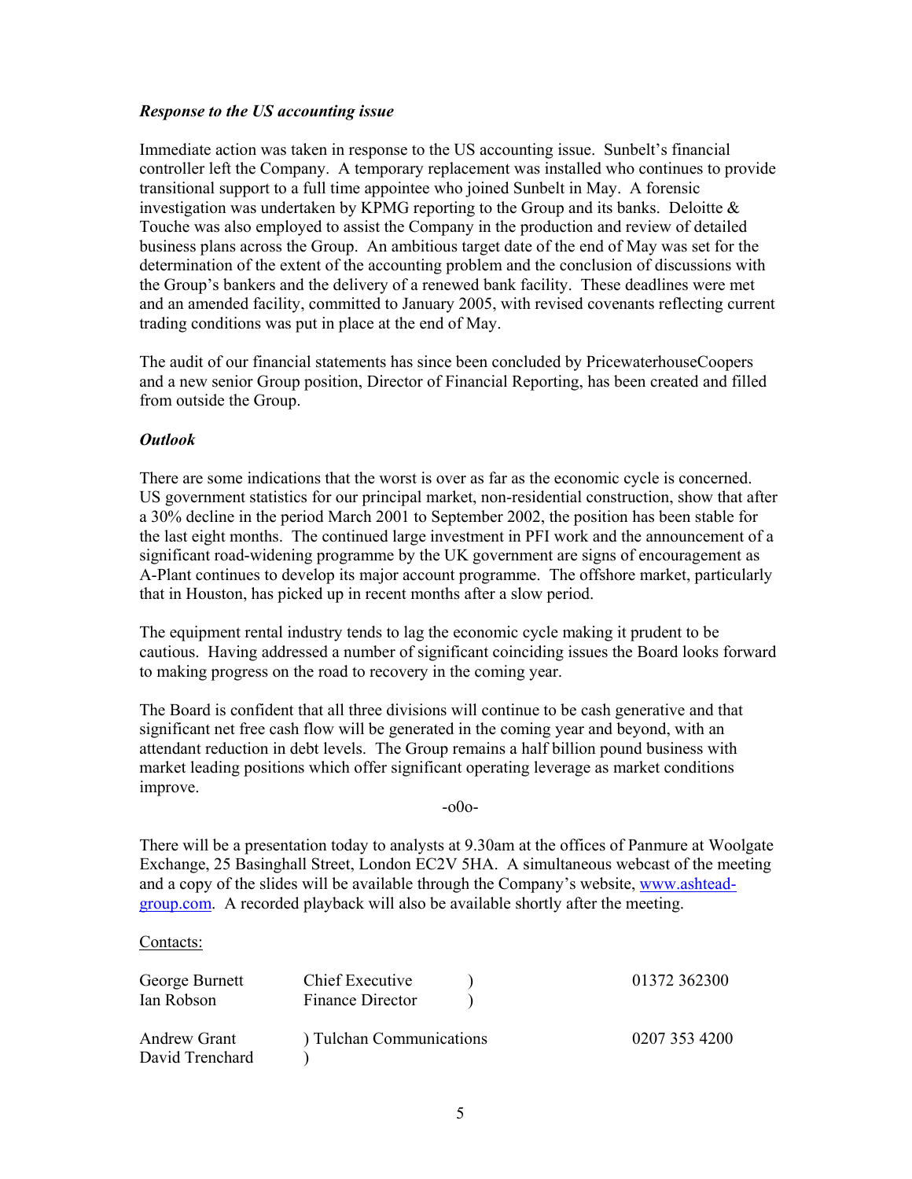### *Response to the US accounting issue*

Immediate action was taken in response to the US accounting issue. Sunbelt's financial controller left the Company. A temporary replacement was installed who continues to provide transitional support to a full time appointee who joined Sunbelt in May. A forensic investigation was undertaken by KPMG reporting to the Group and its banks. Deloitte & Touche was also employed to assist the Company in the production and review of detailed business plans across the Group. An ambitious target date of the end of May was set for the determination of the extent of the accounting problem and the conclusion of discussions with the Group's bankers and the delivery of a renewed bank facility. These deadlines were met and an amended facility, committed to January 2005, with revised covenants reflecting current trading conditions was put in place at the end of May.

The audit of our financial statements has since been concluded by PricewaterhouseCoopers and a new senior Group position, Director of Financial Reporting, has been created and filled from outside the Group.

### *Outlook*

There are some indications that the worst is over as far as the economic cycle is concerned. US government statistics for our principal market, non-residential construction, show that after a 30% decline in the period March 2001 to September 2002, the position has been stable for the last eight months. The continued large investment in PFI work and the announcement of a significant road-widening programme by the UK government are signs of encouragement as A-Plant continues to develop its major account programme. The offshore market, particularly that in Houston, has picked up in recent months after a slow period.

The equipment rental industry tends to lag the economic cycle making it prudent to be cautious. Having addressed a number of significant coinciding issues the Board looks forward to making progress on the road to recovery in the coming year.

The Board is confident that all three divisions will continue to be cash generative and that significant net free cash flow will be generated in the coming year and beyond, with an attendant reduction in debt levels. The Group remains a half billion pound business with market leading positions which offer significant operating leverage as market conditions improve.

-o0o-

There will be a presentation today to analysts at 9.30am at the offices of Panmure at Woolgate Exchange, 25 Basinghall Street, London EC2V 5HA. A simultaneous webcast of the meeting and a copy of the slides will be available through the Company's website, www.ashtead-group.com. A recorded playback will also be available shortly after the meeting.

Contacts:

| | | |
|---|---|---|
| George Burnett | Chief Executive ) | 01372 362300 |
| Ian Robson | Finance Director ) | |
| Andrew Grant | ) Tulchan Communications | 0207 353 4200 |
| David Trenchard | ) | |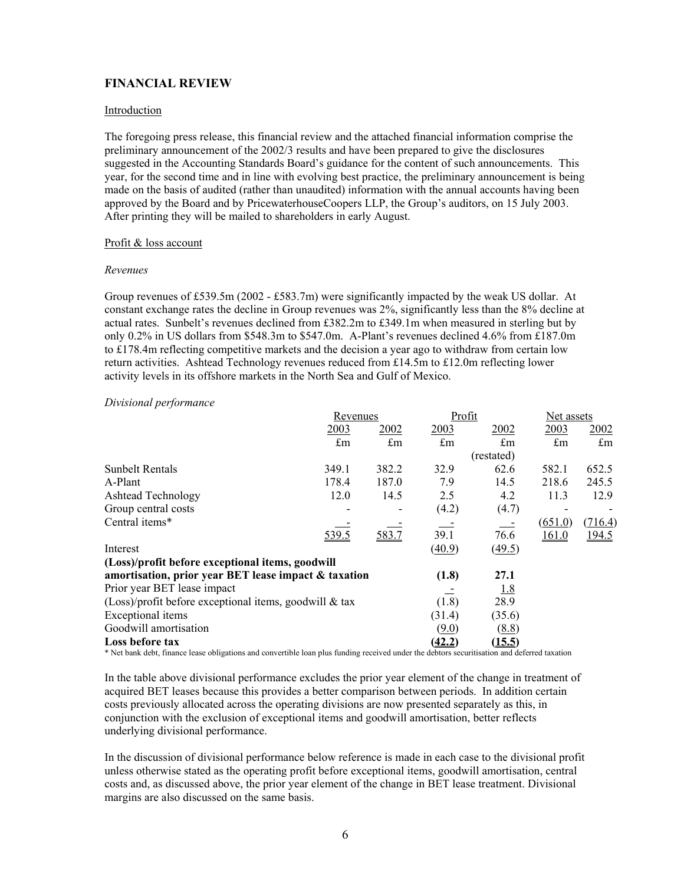## FINANCIAL REVIEW

Introduction

The foregoing press release, this financial review and the attached financial information comprise the preliminary announcement of the 2002/3 results and have been prepared to give the disclosures suggested in the Accounting Standards Board's guidance for the content of such announcements. This year, for the second time and in line with evolving best practice, the preliminary announcement is being made on the basis of audited (rather than unaudited) information with the annual accounts having been approved by the Board and by PricewaterhouseCoopers LLP, the Group's auditors, on 15 July 2003. After printing they will be mailed to shareholders in early August.

Profit & loss account

*Revenues*

Group revenues of £539.5m (2002 - £583.7m) were significantly impacted by the weak US dollar. At constant exchange rates the decline in Group revenues was 2%, significantly less than the 8% decline at actual rates. Sunbelt's revenues declined from £382.2m to £349.1m when measured in sterling but by only 0.2% in US dollars from \$548.3m to \$547.0m. A-Plant's revenues declined 4.6% from £187.0m to £178.4m reflecting competitive markets and the decision a year ago to withdraw from certain low return activities. Ashtead Technology revenues reduced from £14.5m to £12.0m reflecting lower activity levels in its offshore markets in the North Sea and Gulf of Mexico.

*Divisional performance*

| | Revenues | | Profit | | Net assets | |
|---|---|---|---|---|---|---|
| | 2003 | 2002 | 2003 | 2002 | 2003 | 2002 |
| | £m | £m | £m | £m | £m | £m |
| | | | | (restated) | | |
| Sunbelt Rentals | 349.1 | 382.2 | 32.9 | 62.6 | 582.1 | 652.5 |
| A-Plant | 178.4 | 187.0 | 7.9 | 14.5 | 218.6 | 245.5 |
| Ashtead Technology | 12.0 | 14.5 | 2.5 | 4.2 | 11.3 | 12.9 |
| Group central costs | - | - | (4.2) | (4.7) | - | - |
| Central items* | - | - | - | - | (651.0) | (716.4) |
| | 539.5 | 583.7 | 39.1 | 76.6 | 161.0 | 194.5 |
| Interest | | | (40.9) | (49.5) | | |
| **(Loss)/profit before exceptional items, goodwill amortisation, prior year BET lease impact & taxation** | | | **(1.8)** | **27.1** | | |
| Prior year BET lease impact | | | - | 1.8 | | |
| (Loss)/profit before exceptional items, goodwill & tax | | | (1.8) | 28.9 | | |
| Exceptional items | | | (31.4) | (35.6) | | |
| Goodwill amortisation | | | (9.0) | (8.8) | | |
| **Loss before tax** | | | **(42.2)** | **(15.5)** | | |

\* Net bank debt, finance lease obligations and convertible loan plus funding received under the debtors securitisation and deferred taxation

In the table above divisional performance excludes the prior year element of the change in treatment of acquired BET leases because this provides a better comparison between periods. In addition certain costs previously allocated across the operating divisions are now presented separately as this, in conjunction with the exclusion of exceptional items and goodwill amortisation, better reflects underlying divisional performance.

In the discussion of divisional performance below reference is made in each case to the divisional profit unless otherwise stated as the operating profit before exceptional items, goodwill amortisation, central costs and, as discussed above, the prior year element of the change in BET lease treatment. Divisional margins are also discussed on the same basis.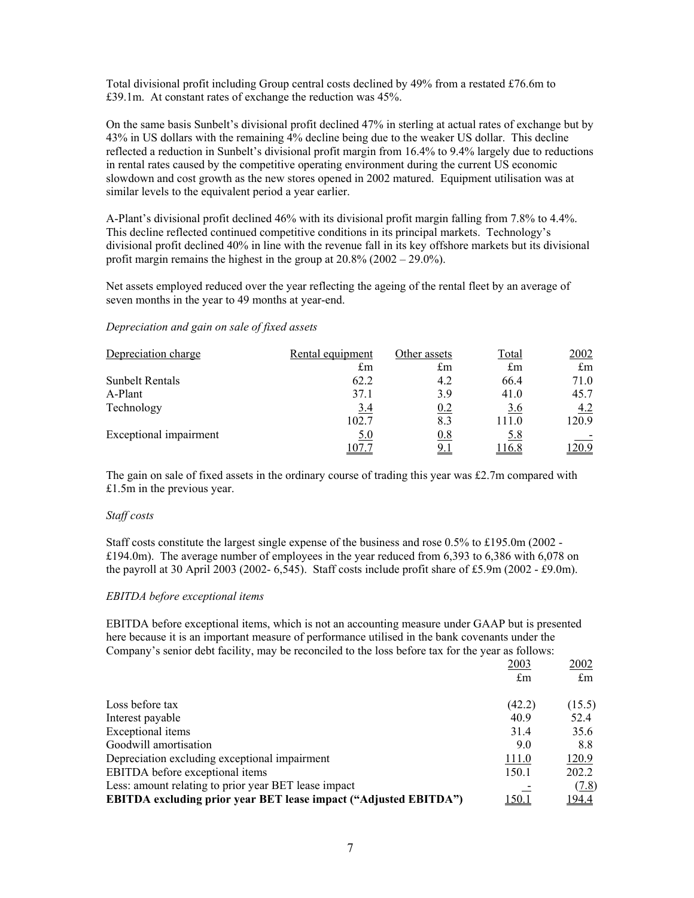Total divisional profit including Group central costs declined by 49% from a restated £76.6m to £39.1m. At constant rates of exchange the reduction was 45%.

On the same basis Sunbelt's divisional profit declined 47% in sterling at actual rates of exchange but by 43% in US dollars with the remaining 4% decline being due to the weaker US dollar. This decline reflected a reduction in Sunbelt's divisional profit margin from 16.4% to 9.4% largely due to reductions in rental rates caused by the competitive operating environment during the current US economic slowdown and cost growth as the new stores opened in 2002 matured. Equipment utilisation was at similar levels to the equivalent period a year earlier.

A-Plant's divisional profit declined 46% with its divisional profit margin falling from 7.8% to 4.4%. This decline reflected continued competitive conditions in its principal markets. Technology's divisional profit declined 40% in line with the revenue fall in its key offshore markets but its divisional profit margin remains the highest in the group at 20.8% (2002 – 29.0%).

Net assets employed reduced over the year reflecting the ageing of the rental fleet by an average of seven months in the year to 49 months at year-end.

*Depreciation and gain on sale of fixed assets*

| Depreciation charge | Rental equipment | Other assets | Total | 2002 |
|---|---|---|---|---|
| | £m | £m | £m | £m |
| Sunbelt Rentals | 62.2 | 4.2 | 66.4 | 71.0 |
| A-Plant | 37.1 | 3.9 | 41.0 | 45.7 |
| Technology | 3.4 | 0.2 | 3.6 | 4.2 |
| | 102.7 | 8.3 | 111.0 | 120.9 |
| Exceptional impairment | 5.0 | 0.8 | 5.8 | - |
| | 107.7 | 9.1 | 116.8 | 120.9 |

The gain on sale of fixed assets in the ordinary course of trading this year was £2.7m compared with £1.5m in the previous year.

*Staff costs*

Staff costs constitute the largest single expense of the business and rose 0.5% to £195.0m (2002 - £194.0m). The average number of employees in the year reduced from 6,393 to 6,386 with 6,078 on the payroll at 30 April 2003 (2002- 6,545). Staff costs include profit share of £5.9m (2002 - £9.0m).

*EBITDA before exceptional items*

EBITDA before exceptional items, which is not an accounting measure under GAAP but is presented here because it is an important measure of performance utilised in the bank covenants under the Company's senior debt facility, may be reconciled to the loss before tax for the year as follows:

| | 2003 | 2002 |
|---|---|---|
| | £m | £m |
| Loss before tax | (42.2) | (15.5) |
| Interest payable | 40.9 | 52.4 |
| Exceptional items | 31.4 | 35.6 |
| Goodwill amortisation | 9.0 | 8.8 |
| Depreciation excluding exceptional impairment | 111.0 | 120.9 |
| EBITDA before exceptional items | 150.1 | 202.2 |
| Less: amount relating to prior year BET lease impact | - | (7.8) |
| **EBITDA excluding prior year BET lease impact ("Adjusted EBITDA")** | **150.1** | **194.4** |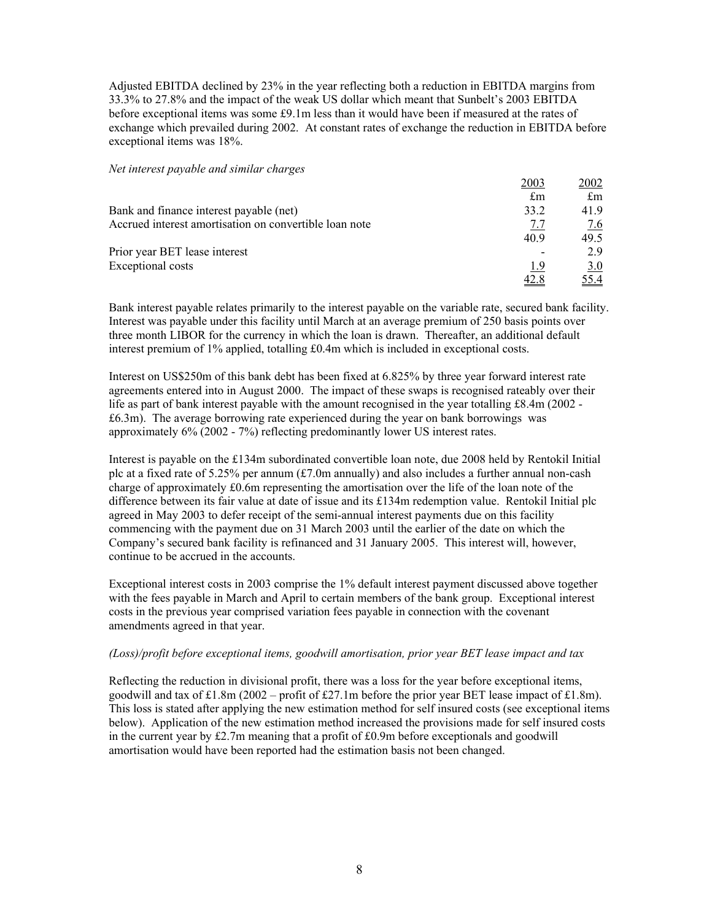Adjusted EBITDA declined by 23% in the year reflecting both a reduction in EBITDA margins from 33.3% to 27.8% and the impact of the weak US dollar which meant that Sunbelt's 2003 EBITDA before exceptional items was some £9.1m less than it would have been if measured at the rates of exchange which prevailed during 2002. At constant rates of exchange the reduction in EBITDA before exceptional items was 18%.

*Net interest payable and similar charges*

| | 2003 | 2002 |
|---|---|---|
| | £m | £m |
| Bank and finance interest payable (net) | 33.2 | 41.9 |
| Accrued interest amortisation on convertible loan note | 7.7 | 7.6 |
| | 40.9 | 49.5 |
| Prior year BET lease interest | - | 2.9 |
| Exceptional costs | 1.9 | 3.0 |
| | 42.8 | 55.4 |

Bank interest payable relates primarily to the interest payable on the variable rate, secured bank facility. Interest was payable under this facility until March at an average premium of 250 basis points over three month LIBOR for the currency in which the loan is drawn. Thereafter, an additional default interest premium of 1% applied, totalling £0.4m which is included in exceptional costs.

Interest on US$250m of this bank debt has been fixed at 6.825% by three year forward interest rate agreements entered into in August 2000. The impact of these swaps is recognised rateably over their life as part of bank interest payable with the amount recognised in the year totalling £8.4m (2002 - £6.3m). The average borrowing rate experienced during the year on bank borrowings was approximately 6% (2002 - 7%) reflecting predominantly lower US interest rates.

Interest is payable on the £134m subordinated convertible loan note, due 2008 held by Rentokil Initial plc at a fixed rate of 5.25% per annum (£7.0m annually) and also includes a further annual non-cash charge of approximately £0.6m representing the amortisation over the life of the loan note of the difference between its fair value at date of issue and its £134m redemption value. Rentokil Initial plc agreed in May 2003 to defer receipt of the semi-annual interest payments due on this facility commencing with the payment due on 31 March 2003 until the earlier of the date on which the Company's secured bank facility is refinanced and 31 January 2005. This interest will, however, continue to be accrued in the accounts.

Exceptional interest costs in 2003 comprise the 1% default interest payment discussed above together with the fees payable in March and April to certain members of the bank group. Exceptional interest costs in the previous year comprised variation fees payable in connection with the covenant amendments agreed in that year.

*(Loss)/profit before exceptional items, goodwill amortisation, prior year BET lease impact and tax*

Reflecting the reduction in divisional profit, there was a loss for the year before exceptional items, goodwill and tax of £1.8m (2002 – profit of £27.1m before the prior year BET lease impact of £1.8m). This loss is stated after applying the new estimation method for self insured costs (see exceptional items below). Application of the new estimation method increased the provisions made for self insured costs in the current year by £2.7m meaning that a profit of £0.9m before exceptionals and goodwill amortisation would have been reported had the estimation basis not been changed.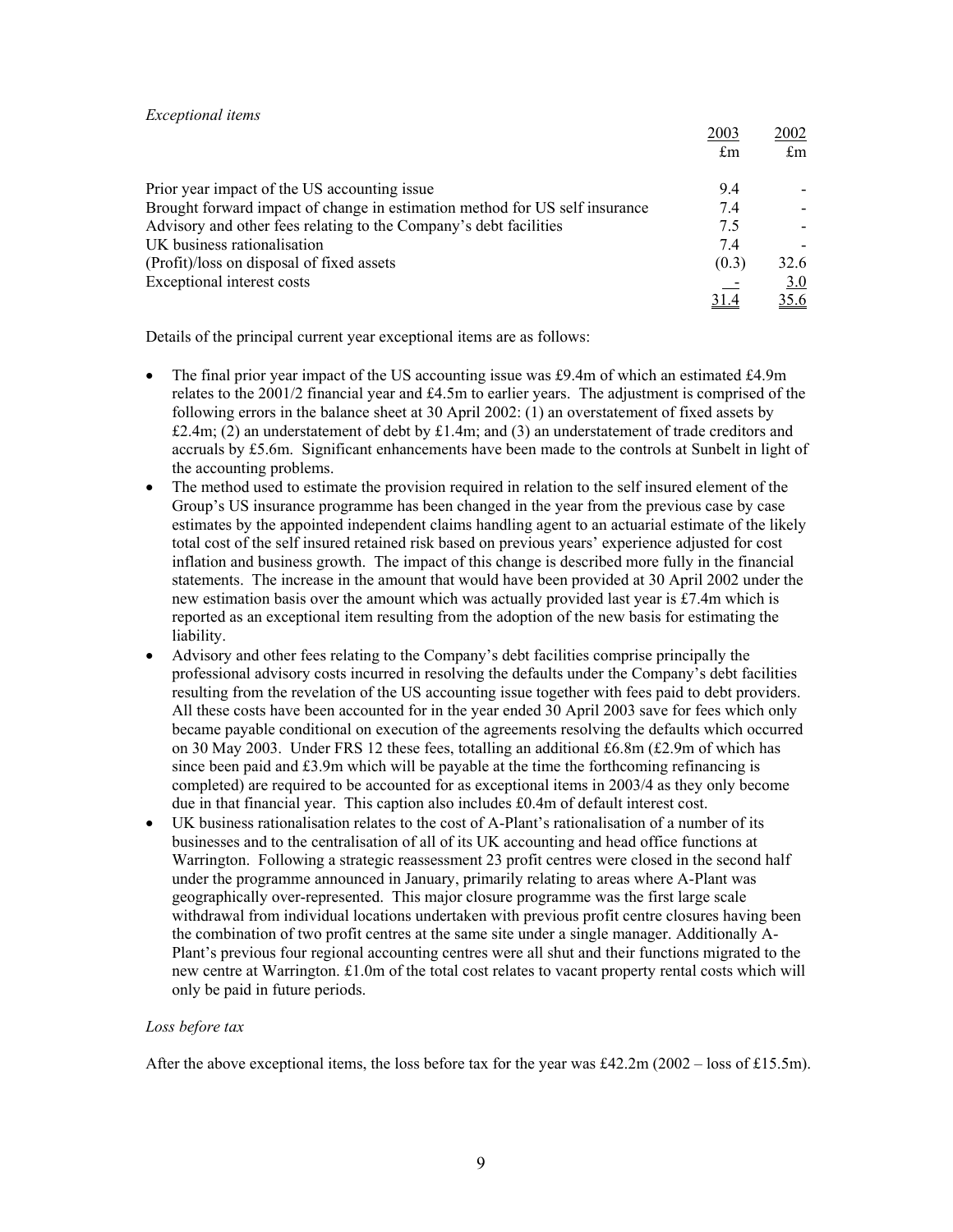*Exceptional items*

| | 2003 | 2002 |
|---|---|---|
| | £m | £m |
| Prior year impact of the US accounting issue | 9.4 | - |
| Brought forward impact of change in estimation method for US self insurance | 7.4 | - |
| Advisory and other fees relating to the Company's debt facilities | 7.5 | - |
| UK business rationalisation | 7.4 | - |
| (Profit)/loss on disposal of fixed assets | (0.3) | 32.6 |
| Exceptional interest costs | - | 3.0 |
| | 31.4 | 35.6 |

Details of the principal current year exceptional items are as follows:

- The final prior year impact of the US accounting issue was £9.4m of which an estimated £4.9m relates to the 2001/2 financial year and £4.5m to earlier years. The adjustment is comprised of the following errors in the balance sheet at 30 April 2002: (1) an overstatement of fixed assets by £2.4m; (2) an understatement of debt by £1.4m; and (3) an understatement of trade creditors and accruals by £5.6m. Significant enhancements have been made to the controls at Sunbelt in light of the accounting problems.
- The method used to estimate the provision required in relation to the self insured element of the Group's US insurance programme has been changed in the year from the previous case by case estimates by the appointed independent claims handling agent to an actuarial estimate of the likely total cost of the self insured retained risk based on previous years' experience adjusted for cost inflation and business growth. The impact of this change is described more fully in the financial statements. The increase in the amount that would have been provided at 30 April 2002 under the new estimation basis over the amount which was actually provided last year is £7.4m which is reported as an exceptional item resulting from the adoption of the new basis for estimating the liability.
- Advisory and other fees relating to the Company's debt facilities comprise principally the professional advisory costs incurred in resolving the defaults under the Company's debt facilities resulting from the revelation of the US accounting issue together with fees paid to debt providers. All these costs have been accounted for in the year ended 30 April 2003 save for fees which only became payable conditional on execution of the agreements resolving the defaults which occurred on 30 May 2003. Under FRS 12 these fees, totalling an additional £6.8m (£2.9m of which has since been paid and £3.9m which will be payable at the time the forthcoming refinancing is completed) are required to be accounted for as exceptional items in 2003/4 as they only become due in that financial year. This caption also includes £0.4m of default interest cost.
- UK business rationalisation relates to the cost of A-Plant's rationalisation of a number of its businesses and to the centralisation of all of its UK accounting and head office functions at Warrington. Following a strategic reassessment 23 profit centres were closed in the second half under the programme announced in January, primarily relating to areas where A-Plant was geographically over-represented. This major closure programme was the first large scale withdrawal from individual locations undertaken with previous profit centre closures having been the combination of two profit centres at the same site under a single manager. Additionally A-Plant's previous four regional accounting centres were all shut and their functions migrated to the new centre at Warrington. £1.0m of the total cost relates to vacant property rental costs which will only be paid in future periods.

*Loss before tax*

After the above exceptional items, the loss before tax for the year was £42.2m (2002 – loss of £15.5m).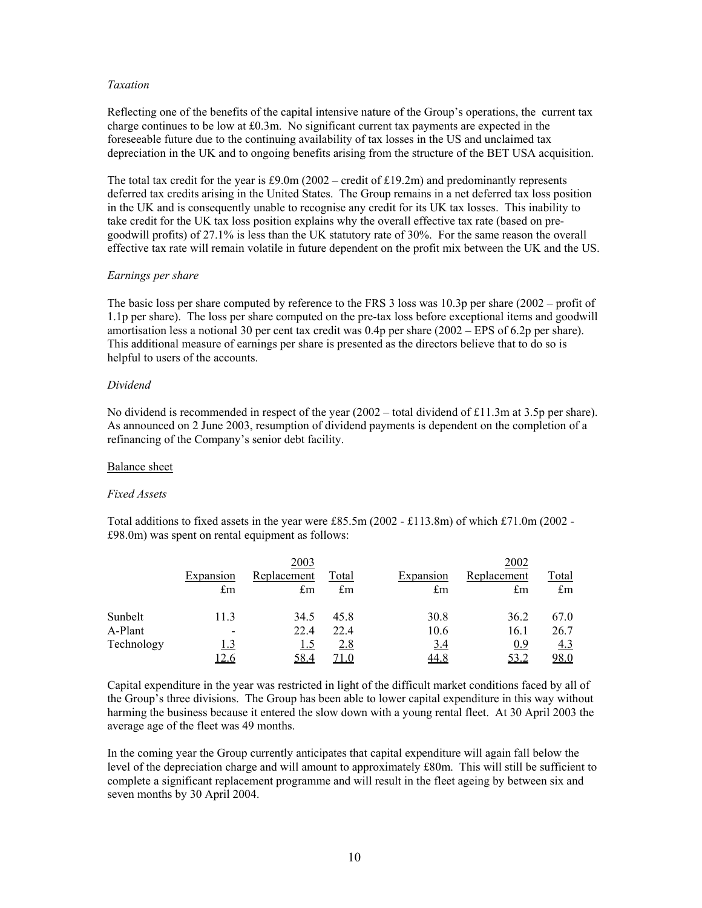*Taxation*

Reflecting one of the benefits of the capital intensive nature of the Group's operations, the current tax charge continues to be low at £0.3m. No significant current tax payments are expected in the foreseeable future due to the continuing availability of tax losses in the US and unclaimed tax depreciation in the UK and to ongoing benefits arising from the structure of the BET USA acquisition.

The total tax credit for the year is £9.0m (2002 – credit of £19.2m) and predominantly represents deferred tax credits arising in the United States. The Group remains in a net deferred tax loss position in the UK and is consequently unable to recognise any credit for its UK tax losses. This inability to take credit for the UK tax loss position explains why the overall effective tax rate (based on pre-goodwill profits) of 27.1% is less than the UK statutory rate of 30%. For the same reason the overall effective tax rate will remain volatile in future dependent on the profit mix between the UK and the US.

*Earnings per share*

The basic loss per share computed by reference to the FRS 3 loss was 10.3p per share (2002 – profit of 1.1p per share). The loss per share computed on the pre-tax loss before exceptional items and goodwill amortisation less a notional 30 per cent tax credit was 0.4p per share (2002 – EPS of 6.2p per share). This additional measure of earnings per share is presented as the directors believe that to do so is helpful to users of the accounts.

*Dividend*

No dividend is recommended in respect of the year (2002 – total dividend of £11.3m at 3.5p per share). As announced on 2 June 2003, resumption of dividend payments is dependent on the completion of a refinancing of the Company's senior debt facility.

## Balance sheet

*Fixed Assets*

Total additions to fixed assets in the year were £85.5m (2002 - £113.8m) of which £71.0m (2002 - £98.0m) was spent on rental equipment as follows:

| | 2003 | | | 2002 | | |
|---|---|---|---|---|---|---|
| | Expansion £m | Replacement £m | Total £m | Expansion £m | Replacement £m | Total £m |
| Sunbelt | 11.3 | 34.5 | 45.8 | 30.8 | 36.2 | 67.0 |
| A-Plant | - | 22.4 | 22.4 | 10.6 | 16.1 | 26.7 |
| Technology | 1.3 | 1.5 | 2.8 | 3.4 | 0.9 | 4.3 |
| | 12.6 | 58.4 | 71.0 | 44.8 | 53.2 | 98.0 |

Capital expenditure in the year was restricted in light of the difficult market conditions faced by all of the Group's three divisions. The Group has been able to lower capital expenditure in this way without harming the business because it entered the slow down with a young rental fleet. At 30 April 2003 the average age of the fleet was 49 months.

In the coming year the Group currently anticipates that capital expenditure will again fall below the level of the depreciation charge and will amount to approximately £80m. This will still be sufficient to complete a significant replacement programme and will result in the fleet ageing by between six and seven months by 30 April 2004.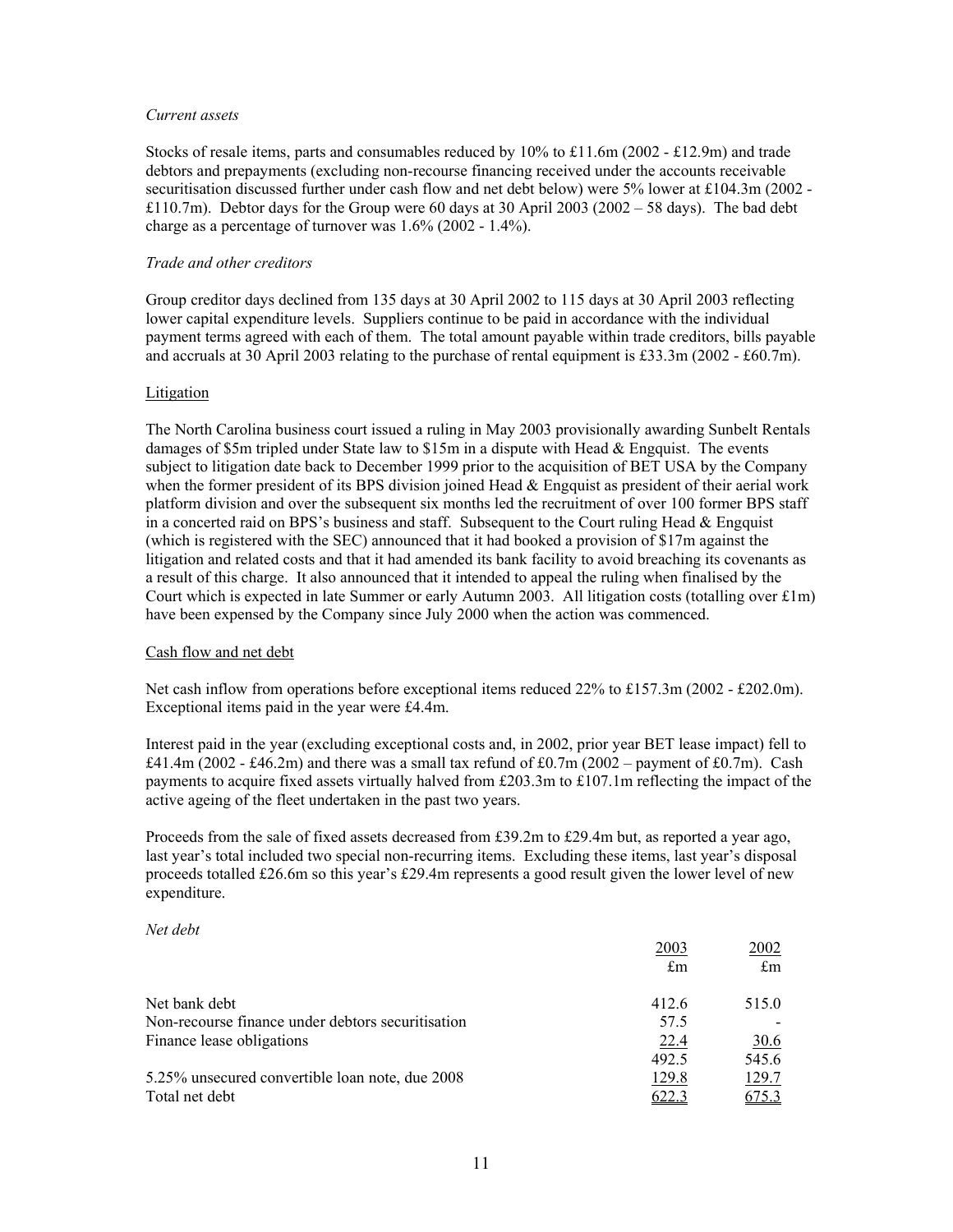*Current assets*

Stocks of resale items, parts and consumables reduced by 10% to £11.6m (2002 - £12.9m) and trade debtors and prepayments (excluding non-recourse financing received under the accounts receivable securitisation discussed further under cash flow and net debt below) were 5% lower at £104.3m (2002 - £110.7m). Debtor days for the Group were 60 days at 30 April 2003 (2002 – 58 days). The bad debt charge as a percentage of turnover was 1.6% (2002 - 1.4%).

*Trade and other creditors*

Group creditor days declined from 135 days at 30 April 2002 to 115 days at 30 April 2003 reflecting lower capital expenditure levels. Suppliers continue to be paid in accordance with the individual payment terms agreed with each of them. The total amount payable within trade creditors, bills payable and accruals at 30 April 2003 relating to the purchase of rental equipment is £33.3m (2002 - £60.7m).

## Litigation

The North Carolina business court issued a ruling in May 2003 provisionally awarding Sunbelt Rentals damages of $5m tripled under State law to $15m in a dispute with Head & Engquist. The events subject to litigation date back to December 1999 prior to the acquisition of BET USA by the Company when the former president of its BPS division joined Head & Engquist as president of their aerial work platform division and over the subsequent six months led the recruitment of over 100 former BPS staff in a concerted raid on BPS's business and staff. Subsequent to the Court ruling Head & Engquist (which is registered with the SEC) announced that it had booked a provision of $17m against the litigation and related costs and that it had amended its bank facility to avoid breaching its covenants as a result of this charge. It also announced that it intended to appeal the ruling when finalised by the Court which is expected in late Summer or early Autumn 2003. All litigation costs (totalling over £1m) have been expensed by the Company since July 2000 when the action was commenced.

## Cash flow and net debt

Net cash inflow from operations before exceptional items reduced 22% to £157.3m (2002 - £202.0m). Exceptional items paid in the year were £4.4m.

Interest paid in the year (excluding exceptional costs and, in 2002, prior year BET lease impact) fell to £41.4m (2002 - £46.2m) and there was a small tax refund of £0.7m (2002 – payment of £0.7m). Cash payments to acquire fixed assets virtually halved from £203.3m to £107.1m reflecting the impact of the active ageing of the fleet undertaken in the past two years.

Proceeds from the sale of fixed assets decreased from £39.2m to £29.4m but, as reported a year ago, last year's total included two special non-recurring items. Excluding these items, last year's disposal proceeds totalled £26.6m so this year's £29.4m represents a good result given the lower level of new expenditure.

*Net debt*

| | 2003<br>£m | 2002<br>£m |
|---|---|---|
| Net bank debt | 412.6 | 515.0 |
| Non-recourse finance under debtors securitisation | 57.5 | - |
| Finance lease obligations | 22.4 | 30.6 |
| | 492.5 | 545.6 |
| 5.25% unsecured convertible loan note, due 2008 | 129.8 | 129.7 |
| Total net debt | 622.3 | 675.3 |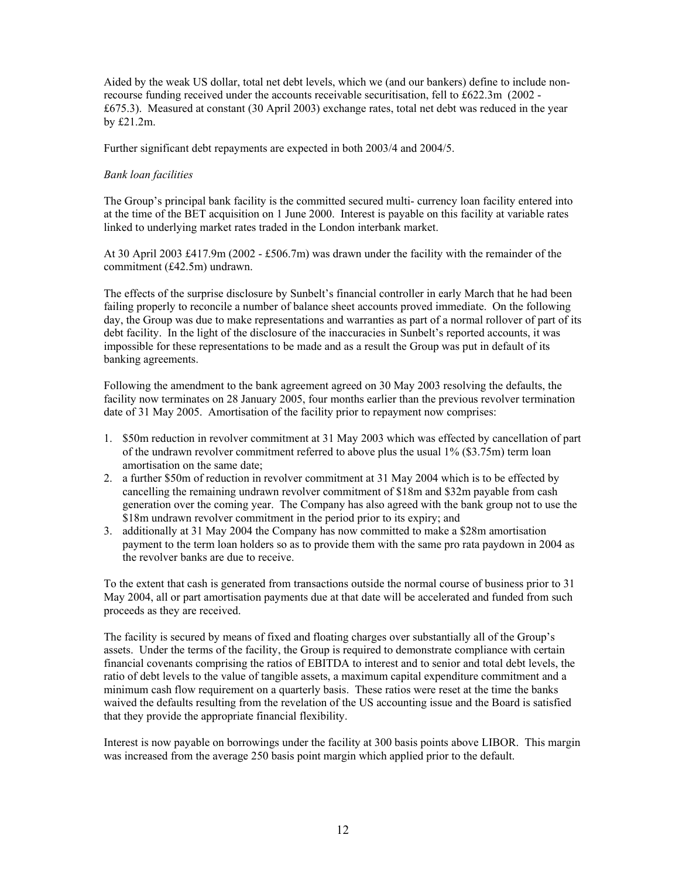Aided by the weak US dollar, total net debt levels, which we (and our bankers) define to include non-recourse funding received under the accounts receivable securitisation, fell to £622.3m (2002 - £675.3). Measured at constant (30 April 2003) exchange rates, total net debt was reduced in the year by £21.2m.

Further significant debt repayments are expected in both 2003/4 and 2004/5.

*Bank loan facilities*

The Group's principal bank facility is the committed secured multi- currency loan facility entered into at the time of the BET acquisition on 1 June 2000. Interest is payable on this facility at variable rates linked to underlying market rates traded in the London interbank market.

At 30 April 2003 £417.9m (2002 - £506.7m) was drawn under the facility with the remainder of the commitment (£42.5m) undrawn.

The effects of the surprise disclosure by Sunbelt's financial controller in early March that he had been failing properly to reconcile a number of balance sheet accounts proved immediate. On the following day, the Group was due to make representations and warranties as part of a normal rollover of part of its debt facility. In the light of the disclosure of the inaccuracies in Sunbelt's reported accounts, it was impossible for these representations to be made and as a result the Group was put in default of its banking agreements.

Following the amendment to the bank agreement agreed on 30 May 2003 resolving the defaults, the facility now terminates on 28 January 2005, four months earlier than the previous revolver termination date of 31 May 2005. Amortisation of the facility prior to repayment now comprises:

1. $50m reduction in revolver commitment at 31 May 2003 which was effected by cancellation of part of the undrawn revolver commitment referred to above plus the usual 1% ($3.75m) term loan amortisation on the same date;
2. a further $50m of reduction in revolver commitment at 31 May 2004 which is to be effected by cancelling the remaining undrawn revolver commitment of $18m and $32m payable from cash generation over the coming year. The Company has also agreed with the bank group not to use the $18m undrawn revolver commitment in the period prior to its expiry; and
3. additionally at 31 May 2004 the Company has now committed to make a $28m amortisation payment to the term loan holders so as to provide them with the same pro rata paydown in 2004 as the revolver banks are due to receive.

To the extent that cash is generated from transactions outside the normal course of business prior to 31 May 2004, all or part amortisation payments due at that date will be accelerated and funded from such proceeds as they are received.

The facility is secured by means of fixed and floating charges over substantially all of the Group's assets. Under the terms of the facility, the Group is required to demonstrate compliance with certain financial covenants comprising the ratios of EBITDA to interest and to senior and total debt levels, the ratio of debt levels to the value of tangible assets, a maximum capital expenditure commitment and a minimum cash flow requirement on a quarterly basis. These ratios were reset at the time the banks waived the defaults resulting from the revelation of the US accounting issue and the Board is satisfied that they provide the appropriate financial flexibility.

Interest is now payable on borrowings under the facility at 300 basis points above LIBOR. This margin was increased from the average 250 basis point margin which applied prior to the default.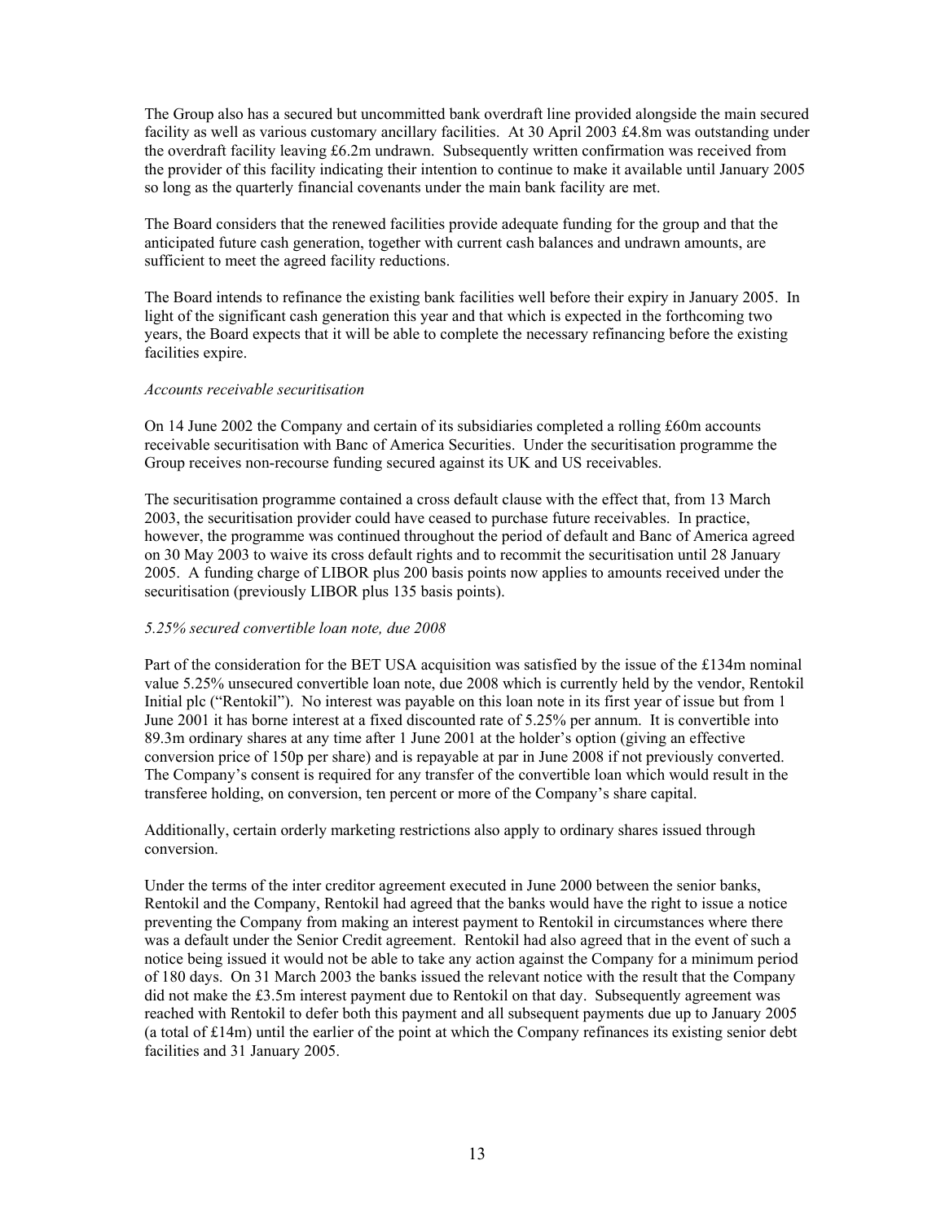The Group also has a secured but uncommitted bank overdraft line provided alongside the main secured facility as well as various customary ancillary facilities. At 30 April 2003 £4.8m was outstanding under the overdraft facility leaving £6.2m undrawn. Subsequently written confirmation was received from the provider of this facility indicating their intention to continue to make it available until January 2005 so long as the quarterly financial covenants under the main bank facility are met.

The Board considers that the renewed facilities provide adequate funding for the group and that the anticipated future cash generation, together with current cash balances and undrawn amounts, are sufficient to meet the agreed facility reductions.

The Board intends to refinance the existing bank facilities well before their expiry in January 2005. In light of the significant cash generation this year and that which is expected in the forthcoming two years, the Board expects that it will be able to complete the necessary refinancing before the existing facilities expire.

*Accounts receivable securitisation*

On 14 June 2002 the Company and certain of its subsidiaries completed a rolling £60m accounts receivable securitisation with Banc of America Securities. Under the securitisation programme the Group receives non-recourse funding secured against its UK and US receivables.

The securitisation programme contained a cross default clause with the effect that, from 13 March 2003, the securitisation provider could have ceased to purchase future receivables. In practice, however, the programme was continued throughout the period of default and Banc of America agreed on 30 May 2003 to waive its cross default rights and to recommit the securitisation until 28 January 2005. A funding charge of LIBOR plus 200 basis points now applies to amounts received under the securitisation (previously LIBOR plus 135 basis points).

*5.25% secured convertible loan note, due 2008*

Part of the consideration for the BET USA acquisition was satisfied by the issue of the £134m nominal value 5.25% unsecured convertible loan note, due 2008 which is currently held by the vendor, Rentokil Initial plc ("Rentokil"). No interest was payable on this loan note in its first year of issue but from 1 June 2001 it has borne interest at a fixed discounted rate of 5.25% per annum. It is convertible into 89.3m ordinary shares at any time after 1 June 2001 at the holder's option (giving an effective conversion price of 150p per share) and is repayable at par in June 2008 if not previously converted. The Company's consent is required for any transfer of the convertible loan which would result in the transferee holding, on conversion, ten percent or more of the Company's share capital.

Additionally, certain orderly marketing restrictions also apply to ordinary shares issued through conversion.

Under the terms of the inter creditor agreement executed in June 2000 between the senior banks, Rentokil and the Company, Rentokil had agreed that the banks would have the right to issue a notice preventing the Company from making an interest payment to Rentokil in circumstances where there was a default under the Senior Credit agreement. Rentokil had also agreed that in the event of such a notice being issued it would not be able to take any action against the Company for a minimum period of 180 days. On 31 March 2003 the banks issued the relevant notice with the result that the Company did not make the £3.5m interest payment due to Rentokil on that day. Subsequently agreement was reached with Rentokil to defer both this payment and all subsequent payments due up to January 2005 (a total of £14m) until the earlier of the point at which the Company refinances its existing senior debt facilities and 31 January 2005.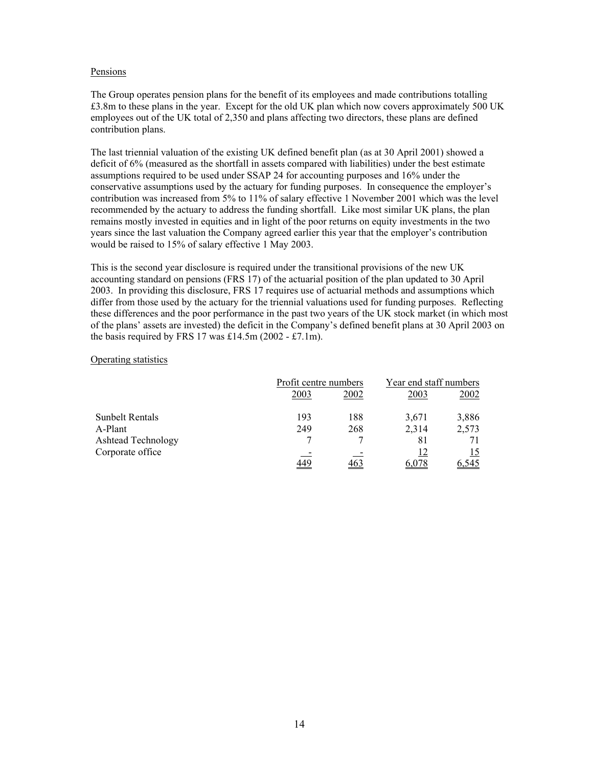Pensions

The Group operates pension plans for the benefit of its employees and made contributions totalling £3.8m to these plans in the year. Except for the old UK plan which now covers approximately 500 UK employees out of the UK total of 2,350 and plans affecting two directors, these plans are defined contribution plans.

The last triennial valuation of the existing UK defined benefit plan (as at 30 April 2001) showed a deficit of 6% (measured as the shortfall in assets compared with liabilities) under the best estimate assumptions required to be used under SSAP 24 for accounting purposes and 16% under the conservative assumptions used by the actuary for funding purposes. In consequence the employer's contribution was increased from 5% to 11% of salary effective 1 November 2001 which was the level recommended by the actuary to address the funding shortfall. Like most similar UK plans, the plan remains mostly invested in equities and in light of the poor returns on equity investments in the two years since the last valuation the Company agreed earlier this year that the employer's contribution would be raised to 15% of salary effective 1 May 2003.

This is the second year disclosure is required under the transitional provisions of the new UK accounting standard on pensions (FRS 17) of the actuarial position of the plan updated to 30 April 2003. In providing this disclosure, FRS 17 requires use of actuarial methods and assumptions which differ from those used by the actuary for the triennial valuations used for funding purposes. Reflecting these differences and the poor performance in the past two years of the UK stock market (in which most of the plans' assets are invested) the deficit in the Company's defined benefit plans at 30 April 2003 on the basis required by FRS 17 was £14.5m (2002 - £7.1m).

Operating statistics

| | Profit centre numbers | | Year end staff numbers | |
|---|---|---|---|---|
| | 2003 | 2002 | 2003 | 2002 |
| Sunbelt Rentals | 193 | 188 | 3,671 | 3,886 |
| A-Plant | 249 | 268 | 2,314 | 2,573 |
| Ashtead Technology | 7 | 7 | 81 | 71 |
| Corporate office | - | - | 12 | 15 |
| | 449 | 463 | 6,078 | 6,545 |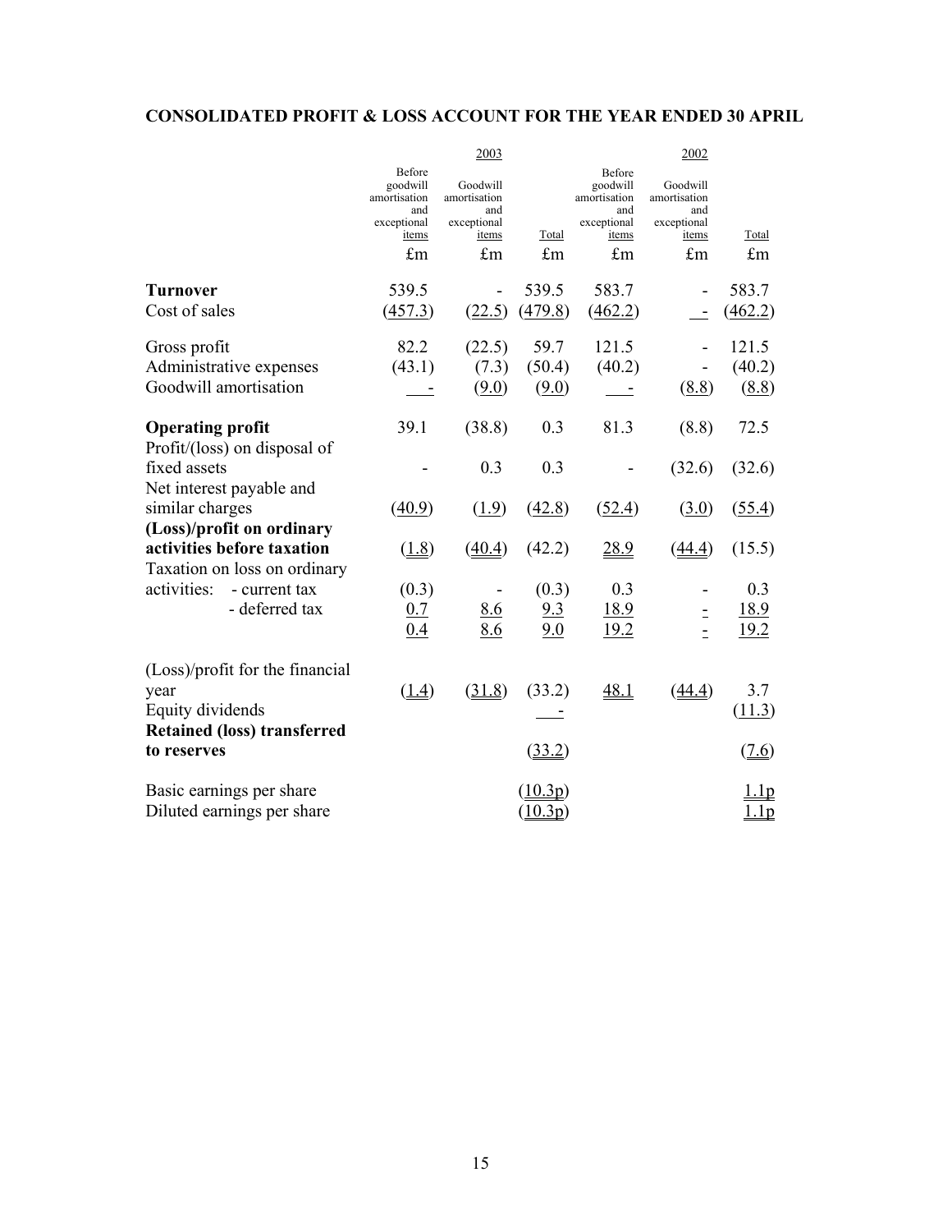## CONSOLIDATED PROFIT & LOSS ACCOUNT FOR THE YEAR ENDED 30 APRIL

| | 2003 | | | 2002 | | |
|---|---|---|---|---|---|---|
| | Before goodwill amortisation and exceptional items | Goodwill amortisation and exceptional items | Total | Before goodwill amortisation and exceptional items | Goodwill amortisation and exceptional items | Total |
| | £m | £m | £m | £m | £m | £m |
| **Turnover** | 539.5 | - | 539.5 | 583.7 | - | 583.7 |
| Cost of sales | (457.3) | (22.5) | (479.8) | (462.2) | - | (462.2) |
| Gross profit | 82.2 | (22.5) | 59.7 | 121.5 | - | 121.5 |
| Administrative expenses | (43.1) | (7.3) | (50.4) | (40.2) | - | (40.2) |
| Goodwill amortisation | - | (9.0) | (9.0) | - | (8.8) | (8.8) |
| **Operating profit** | 39.1 | (38.8) | 0.3 | 81.3 | (8.8) | 72.5 |
| Profit/(loss) on disposal of fixed assets | - | 0.3 | 0.3 | - | (32.6) | (32.6) |
| Net interest payable and similar charges | (40.9) | (1.9) | (42.8) | (52.4) | (3.0) | (55.4) |
| **(Loss)/profit on ordinary activities before taxation** | (1.8) | (40.4) | (42.2) | 28.9 | (44.4) | (15.5) |
| Taxation on loss on ordinary activities: - current tax | (0.3) | - | (0.3) | 0.3 | - | 0.3 |
| - deferred tax | 0.7 | 8.6 | 9.3 | 18.9 | - | 18.9 |
| | 0.4 | 8.6 | 9.0 | 19.2 | - | 19.2 |
| (Loss)/profit for the financial year | (1.4) | (31.8) | (33.2) | 48.1 | (44.4) | 3.7 |
| Equity dividends | | | - | | | (11.3) |
| **Retained (loss) transferred to reserves** | | | (33.2) | | | (7.6) |
| Basic earnings per share | | | (10.3p) | | | 1.1p |
| Diluted earnings per share | | | (10.3p) | | | 1.1p |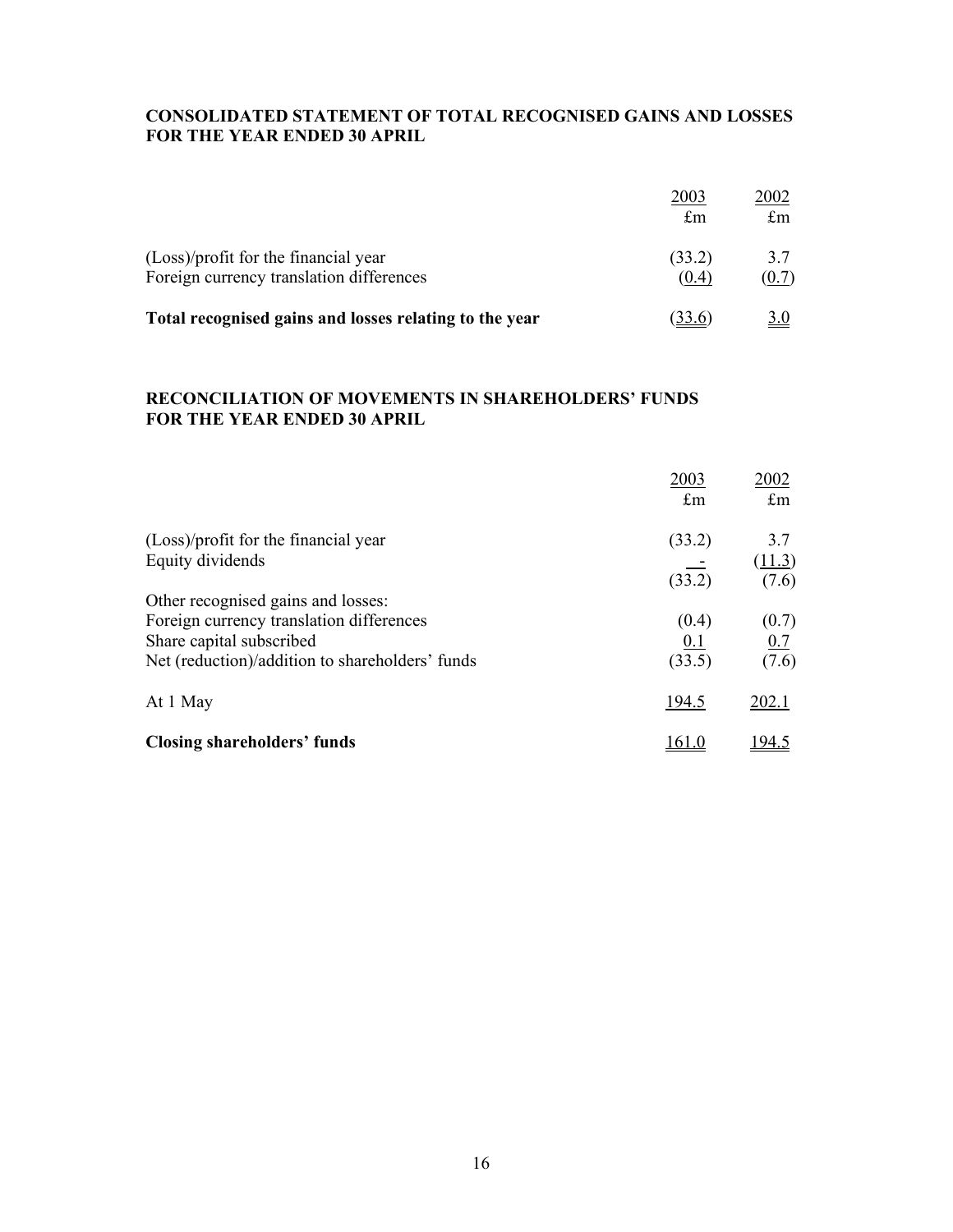## CONSOLIDATED STATEMENT OF TOTAL RECOGNISED GAINS AND LOSSES FOR THE YEAR ENDED 30 APRIL

| | 2003<br>£m | 2002<br>£m |
|---|---|---|
| (Loss)/profit for the financial year | (33.2) | 3.7 |
| Foreign currency translation differences | (0.4) | (0.7) |
| **Total recognised gains and losses relating to the year** | (33.6) | 3.0 |

## RECONCILIATION OF MOVEMENTS IN SHAREHOLDERS' FUNDS FOR THE YEAR ENDED 30 APRIL

| | 2003<br>£m | 2002<br>£m |
|---|---|---|
| (Loss)/profit for the financial year | (33.2) | 3.7 |
| Equity dividends | - | (11.3) |
| | (33.2) | (7.6) |
| Other recognised gains and losses: | | |
| Foreign currency translation differences | (0.4) | (0.7) |
| Share capital subscribed | 0.1 | 0.7 |
| Net (reduction)/addition to shareholders' funds | (33.5) | (7.6) |
| At 1 May | 194.5 | 202.1 |
| **Closing shareholders' funds** | 161.0 | 194.5 |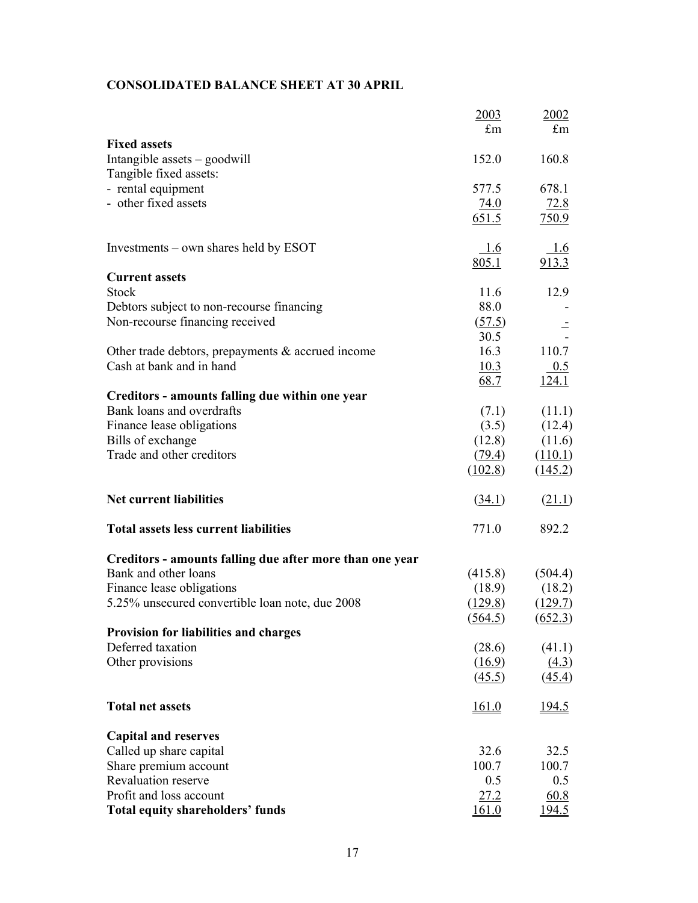## CONSOLIDATED BALANCE SHEET AT 30 APRIL

| | 2003 £m | 2002 £m |
|---|---|---|
| **Fixed assets** | | |
| Intangible assets – goodwill | 152.0 | 160.8 |
| Tangible fixed assets: | | |
| - rental equipment | 577.5 | 678.1 |
| - other fixed assets | 74.0 | 72.8 |
| | 651.5 | 750.9 |
| | | |
| Investments – own shares held by ESOT | 1.6 | 1.6 |
| | 805.1 | 913.3 |
| **Current assets** | | |
| Stock | 11.6 | 12.9 |
| Debtors subject to non-recourse financing | 88.0 | - |
| Non-recourse financing received | (57.5) | - |
| | 30.5 | - |
| Other trade debtors, prepayments & accrued income | 16.3 | 110.7 |
| Cash at bank and in hand | 10.3 | 0.5 |
| | 68.7 | 124.1 |
| **Creditors - amounts falling due within one year** | | |
| Bank loans and overdrafts | (7.1) | (11.1) |
| Finance lease obligations | (3.5) | (12.4) |
| Bills of exchange | (12.8) | (11.6) |
| Trade and other creditors | (79.4) | (110.1) |
| | (102.8) | (145.2) |
| | | |
| **Net current liabilities** | (34.1) | (21.1) |
| | | |
| **Total assets less current liabilities** | 771.0 | 892.2 |
| | | |
| **Creditors - amounts falling due after more than one year** | | |
| Bank and other loans | (415.8) | (504.4) |
| Finance lease obligations | (18.9) | (18.2) |
| 5.25% unsecured convertible loan note, due 2008 | (129.8) | (129.7) |
| | (564.5) | (652.3) |
| **Provision for liabilities and charges** | | |
| Deferred taxation | (28.6) | (41.1) |
| Other provisions | (16.9) | (4.3) |
| | (45.5) | (45.4) |
| | | |
| **Total net assets** | 161.0 | 194.5 |
| | | |
| **Capital and reserves** | | |
| Called up share capital | 32.6 | 32.5 |
| Share premium account | 100.7 | 100.7 |
| Revaluation reserve | 0.5 | 0.5 |
| Profit and loss account | 27.2 | 60.8 |
| **Total equity shareholders' funds** | 161.0 | 194.5 |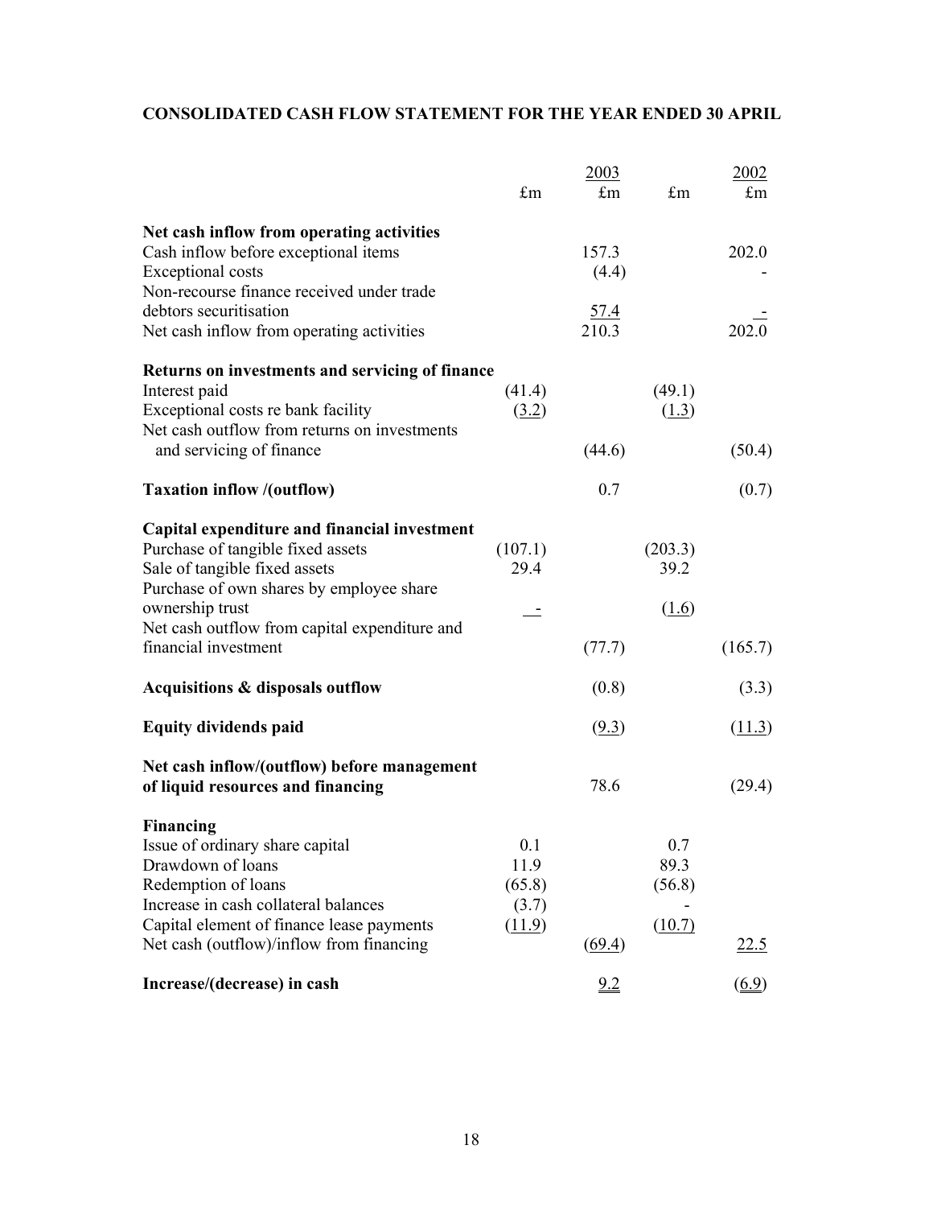# CONSOLIDATED CASH FLOW STATEMENT FOR THE YEAR ENDED 30 APRIL

| | | 2003 | | 2002 |
|---|---|---|---|---|
| | £m | £m | £m | £m |
| **Net cash inflow from operating activities** | | | | |
| Cash inflow before exceptional items | | 157.3 | | 202.0 |
| Exceptional costs | | (4.4) | | - |
| Non-recourse finance received under trade debtors securitisation | | 57.4 | | - |
| Net cash inflow from operating activities | | 210.3 | | 202.0 |
| **Returns on investments and servicing of finance** | | | | |
| Interest paid | (41.4) | | (49.1) | |
| Exceptional costs re bank facility | (3.2) | | (1.3) | |
| Net cash outflow from returns on investments and servicing of finance | | (44.6) | | (50.4) |
| **Taxation inflow /(outflow)** | | 0.7 | | (0.7) |
| **Capital expenditure and financial investment** | | | | |
| Purchase of tangible fixed assets | (107.1) | | (203.3) | |
| Sale of tangible fixed assets | 29.4 | | 39.2 | |
| Purchase of own shares by employee share ownership trust | - | | (1.6) | |
| Net cash outflow from capital expenditure and financial investment | | (77.7) | | (165.7) |
| **Acquisitions & disposals outflow** | | (0.8) | | (3.3) |
| **Equity dividends paid** | | (9.3) | | (11.3) |
| **Net cash inflow/(outflow) before management of liquid resources and financing** | | 78.6 | | (29.4) |
| **Financing** | | | | |
| Issue of ordinary share capital | 0.1 | | 0.7 | |
| Drawdown of loans | 11.9 | | 89.3 | |
| Redemption of loans | (65.8) | | (56.8) | |
| Increase in cash collateral balances | (3.7) | | - | |
| Capital element of finance lease payments | (11.9) | | (10.7) | |
| Net cash (outflow)/inflow from financing | | (69.4) | | 22.5 |
| **Increase/(decrease) in cash** | | 9.2 | | (6.9) |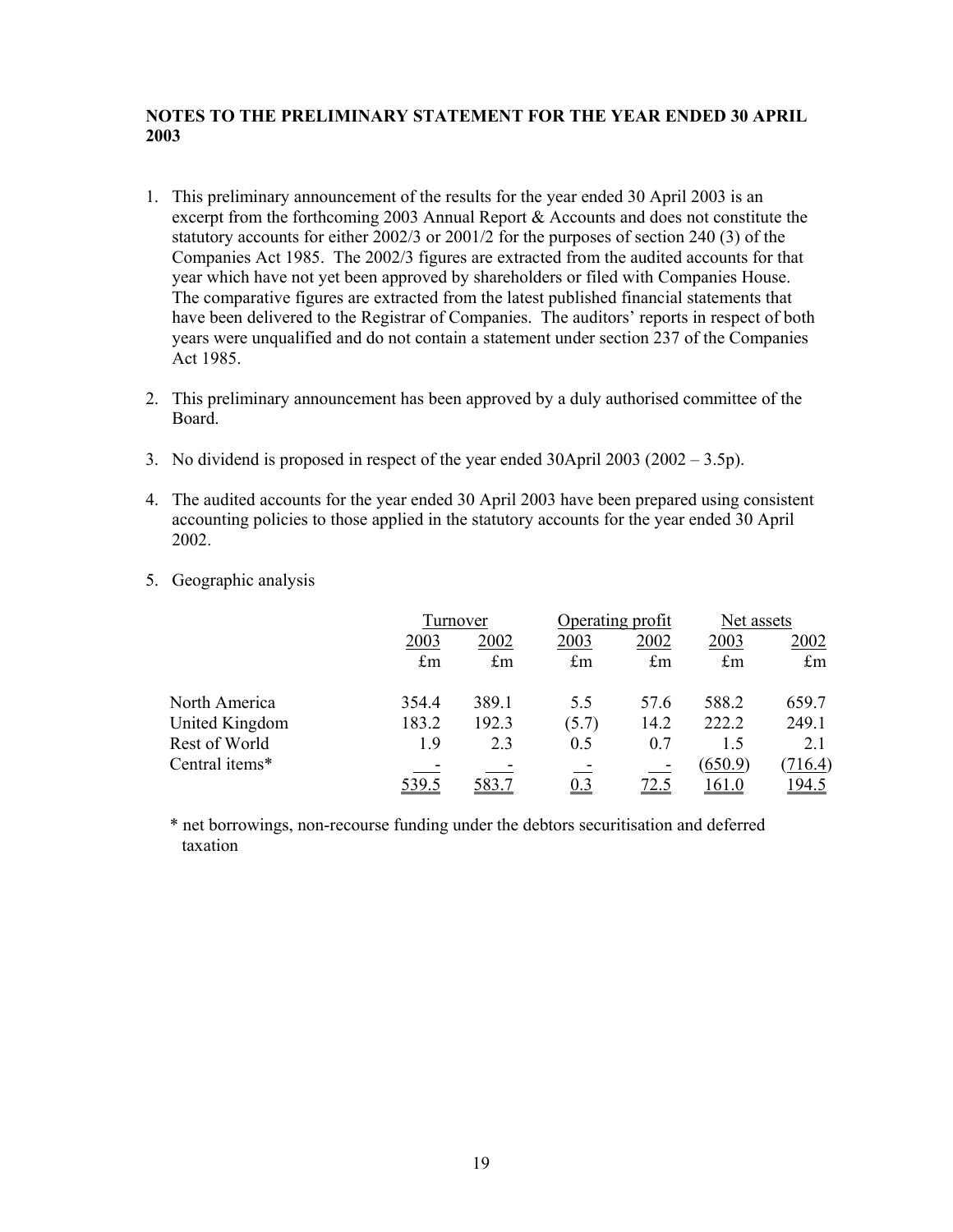**NOTES TO THE PRELIMINARY STATEMENT FOR THE YEAR ENDED 30 APRIL 2003**

1. This preliminary announcement of the results for the year ended 30 April 2003 is an excerpt from the forthcoming 2003 Annual Report & Accounts and does not constitute the statutory accounts for either 2002/3 or 2001/2 for the purposes of section 240 (3) of the Companies Act 1985. The 2002/3 figures are extracted from the audited accounts for that year which have not yet been approved by shareholders or filed with Companies House. The comparative figures are extracted from the latest published financial statements that have been delivered to the Registrar of Companies. The auditors' reports in respect of both years were unqualified and do not contain a statement under section 237 of the Companies Act 1985.

2. This preliminary announcement has been approved by a duly authorised committee of the Board.

3. No dividend is proposed in respect of the year ended 30April 2003 (2002 – 3.5p).

4. The audited accounts for the year ended 30 April 2003 have been prepared using consistent accounting policies to those applied in the statutory accounts for the year ended 30 April 2002.

5. Geographic analysis

| | Turnover | | Operating profit | | Net assets | |
|---|---|---|---|---|---|---|
| | 2003 | 2002 | 2003 | 2002 | 2003 | 2002 |
| | £m | £m | £m | £m | £m | £m |
| North America | 354.4 | 389.1 | 5.5 | 57.6 | 588.2 | 659.7 |
| United Kingdom | 183.2 | 192.3 | (5.7) | 14.2 | 222.2 | 249.1 |
| Rest of World | 1.9 | 2.3 | 0.5 | 0.7 | 1.5 | 2.1 |
| Central items* | - | - | - | - | (650.9) | (716.4) |
| | 539.5 | 583.7 | 0.3 | 72.5 | 161.0 | 194.5 |

\* net borrowings, non-recourse funding under the debtors securitisation and deferred taxation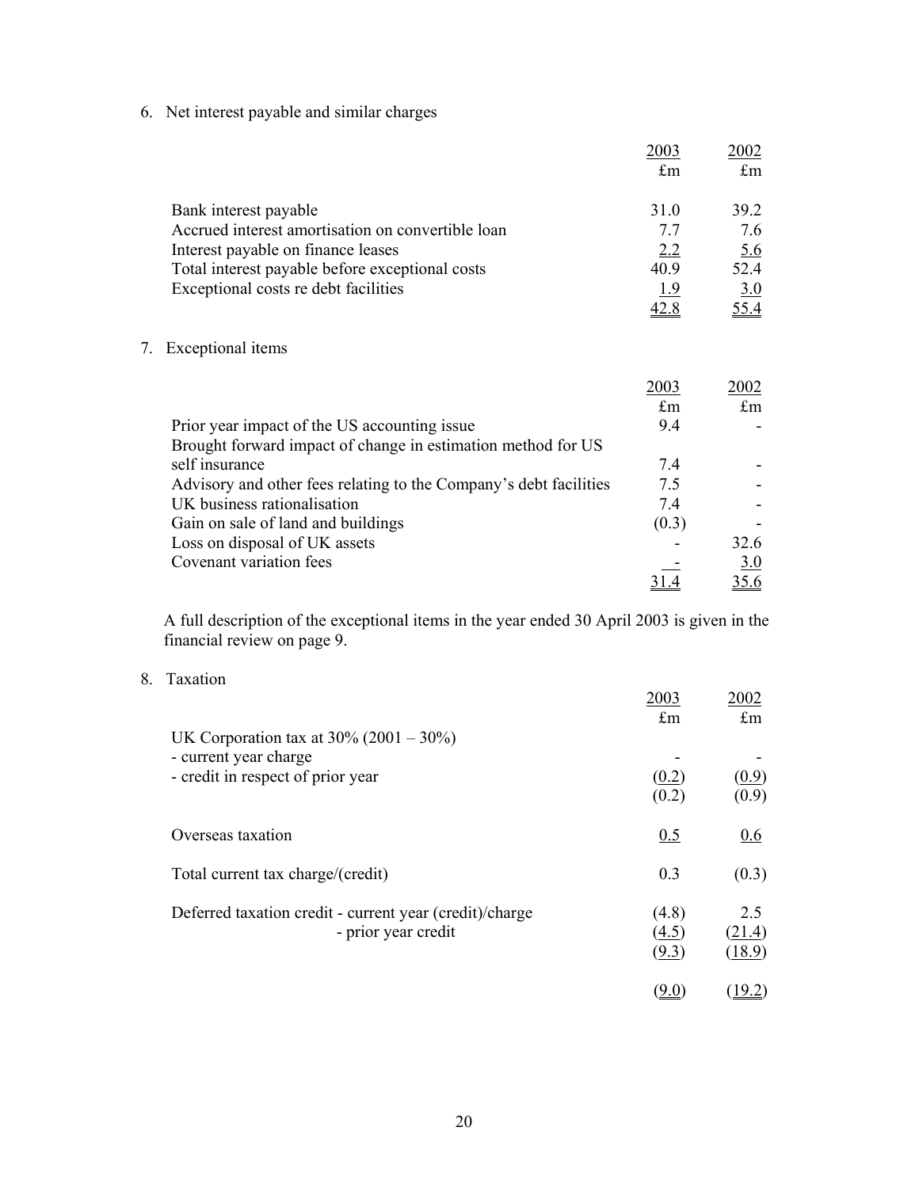## 6. Net interest payable and similar charges

| | 2003 £m | 2002 £m |
|---|---|---|
| Bank interest payable | 31.0 | 39.2 |
| Accrued interest amortisation on convertible loan | 7.7 | 7.6 |
| Interest payable on finance leases | 2.2 | 5.6 |
| Total interest payable before exceptional costs | 40.9 | 52.4 |
| Exceptional costs re debt facilities | 1.9 | 3.0 |
| | 42.8 | 55.4 |

## 7. Exceptional items

| | 2003 £m | 2002 £m |
|---|---|---|
| Prior year impact of the US accounting issue | 9.4 | - |
| Brought forward impact of change in estimation method for US self insurance | 7.4 | - |
| Advisory and other fees relating to the Company's debt facilities | 7.5 | - |
| UK business rationalisation | 7.4 | - |
| Gain on sale of land and buildings | (0.3) | - |
| Loss on disposal of UK assets | - | 32.6 |
| Covenant variation fees | - | 3.0 |
| | 31.4 | 35.6 |

A full description of the exceptional items in the year ended 30 April 2003 is given in the financial review on page 9.

## 8. Taxation

| | 2003 £m | 2002 £m |
|---|---|---|
| UK Corporation tax at 30% (2001 – 30%) | | |
| - current year charge | - | - |
| - credit in respect of prior year | (0.2) | (0.9) |
| | (0.2) | (0.9) |
| Overseas taxation | 0.5 | 0.6 |
| Total current tax charge/(credit) | 0.3 | (0.3) |
| Deferred taxation credit - current year (credit)/charge | (4.8) | 2.5 |
| - prior year credit | (4.5) | (21.4) |
| | (9.3) | (18.9) |
| | (9.0) | (19.2) |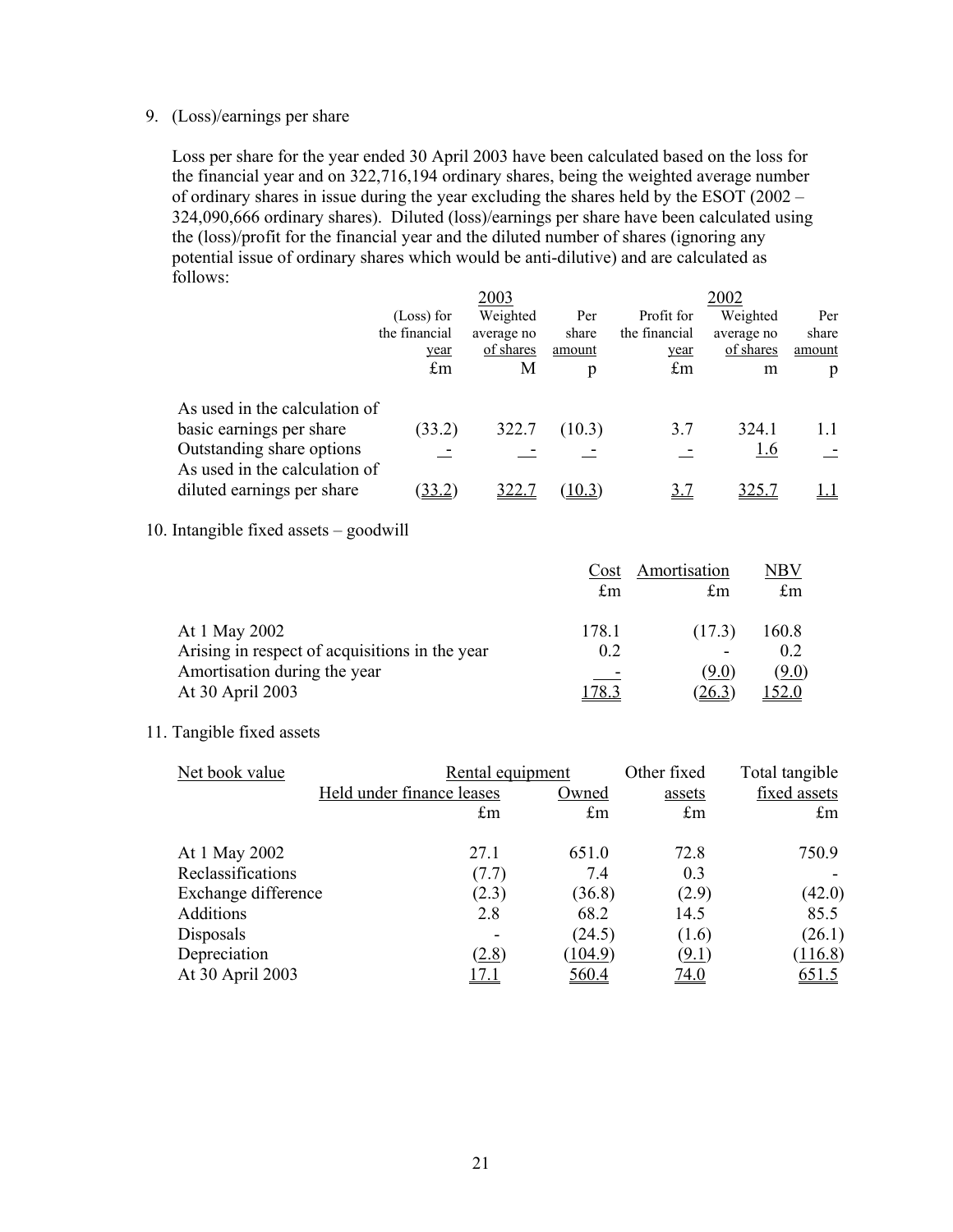9. (Loss)/earnings per share

Loss per share for the year ended 30 April 2003 have been calculated based on the loss for the financial year and on 322,716,194 ordinary shares, being the weighted average number of ordinary shares in issue during the year excluding the shares held by the ESOT (2002 – 324,090,666 ordinary shares). Diluted (loss)/earnings per share have been calculated using the (loss)/profit for the financial year and the diluted number of shares (ignoring any potential issue of ordinary shares which would be anti-dilutive) and are calculated as follows:

| | 2003 | | | 2002 | | |
|---|---|---|---|---|---|---|
| | (Loss) for the financial year | Weighted average no of shares | Per share amount | Profit for the financial year | Weighted average no of shares | Per share amount |
| | £m | M | p | £m | m | p |
| As used in the calculation of basic earnings per share | (33.2) | 322.7 | (10.3) | 3.7 | 324.1 | 1.1 |
| Outstanding share options | - | - | - | - | 1.6 | - |
| As used in the calculation of diluted earnings per share | (33.2) | 322.7 | (10.3) | 3.7 | 325.7 | 1.1 |

10. Intangible fixed assets – goodwill

| | Cost | Amortisation | NBV |
|---|---|---|---|
| | £m | £m | £m |
| At 1 May 2002 | 178.1 | (17.3) | 160.8 |
| Arising in respect of acquisitions in the year | 0.2 | - | 0.2 |
| Amortisation during the year | - | (9.0) | (9.0) |
| At 30 April 2003 | 178.3 | (26.3) | 152.0 |

11. Tangible fixed assets

| Net book value | Rental equipment | | Other fixed assets | Total tangible fixed assets |
|---|---|---|---|---|
| | Held under finance leases | Owned | | |
| | £m | £m | £m | £m |
| At 1 May 2002 | 27.1 | 651.0 | 72.8 | 750.9 |
| Reclassifications | (7.7) | 7.4 | 0.3 | - |
| Exchange difference | (2.3) | (36.8) | (2.9) | (42.0) |
| Additions | 2.8 | 68.2 | 14.5 | 85.5 |
| Disposals | - | (24.5) | (1.6) | (26.1) |
| Depreciation | (2.8) | (104.9) | (9.1) | (116.8) |
| At 30 April 2003 | 17.1 | 560.4 | 74.0 | 651.5 |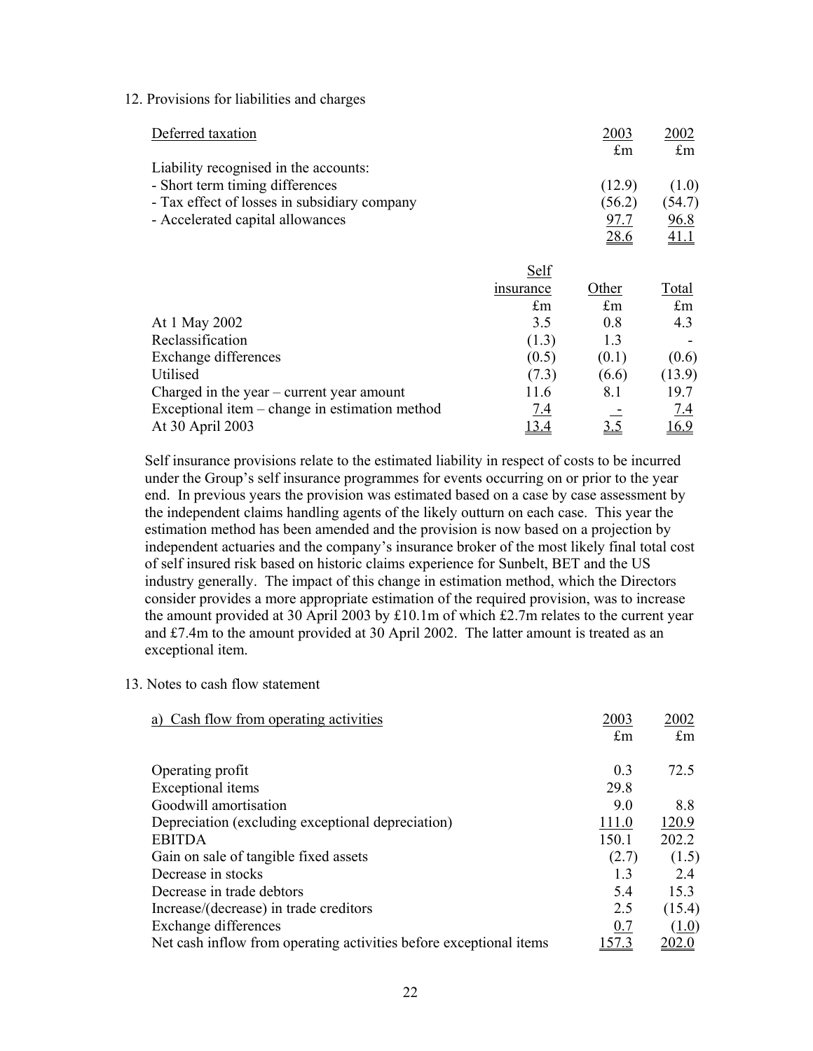12. Provisions for liabilities and charges

| Deferred taxation | 2003 | 2002 |
|---|---|---|
| | £m | £m |
| Liability recognised in the accounts: | | |
| - Short term timing differences | (12.9) | (1.0) |
| - Tax effect of losses in subsidiary company | (56.2) | (54.7) |
| - Accelerated capital allowances | 97.7 | 96.8 |
| | 28.6 | 41.1 |

| | Self insurance | Other | Total |
|---|---|---|---|
| | £m | £m | £m |
| At 1 May 2002 | 3.5 | 0.8 | 4.3 |
| Reclassification | (1.3) | 1.3 | - |
| Exchange differences | (0.5) | (0.1) | (0.6) |
| Utilised | (7.3) | (6.6) | (13.9) |
| Charged in the year – current year amount | 11.6 | 8.1 | 19.7 |
| Exceptional item – change in estimation method | 7.4 | - | 7.4 |
| At 30 April 2003 | 13.4 | 3.5 | 16.9 |

Self insurance provisions relate to the estimated liability in respect of costs to be incurred under the Group's self insurance programmes for events occurring on or prior to the year end. In previous years the provision was estimated based on a case by case assessment by the independent claims handling agents of the likely outturn on each case. This year the estimation method has been amended and the provision is now based on a projection by independent actuaries and the company's insurance broker of the most likely final total cost of self insured risk based on historic claims experience for Sunbelt, BET and the US industry generally. The impact of this change in estimation method, which the Directors consider provides a more appropriate estimation of the required provision, was to increase the amount provided at 30 April 2003 by £10.1m of which £2.7m relates to the current year and £7.4m to the amount provided at 30 April 2002. The latter amount is treated as an exceptional item.

13. Notes to cash flow statement

| a) Cash flow from operating activities | 2003 | 2002 |
|---|---|---|
| | £m | £m |
| Operating profit | 0.3 | 72.5 |
| Exceptional items | 29.8 | |
| Goodwill amortisation | 9.0 | 8.8 |
| Depreciation (excluding exceptional depreciation) | 111.0 | 120.9 |
| EBITDA | 150.1 | 202.2 |
| Gain on sale of tangible fixed assets | (2.7) | (1.5) |
| Decrease in stocks | 1.3 | 2.4 |
| Decrease in trade debtors | 5.4 | 15.3 |
| Increase/(decrease) in trade creditors | 2.5 | (15.4) |
| Exchange differences | 0.7 | (1.0) |
| Net cash inflow from operating activities before exceptional items | 157.3 | 202.0 |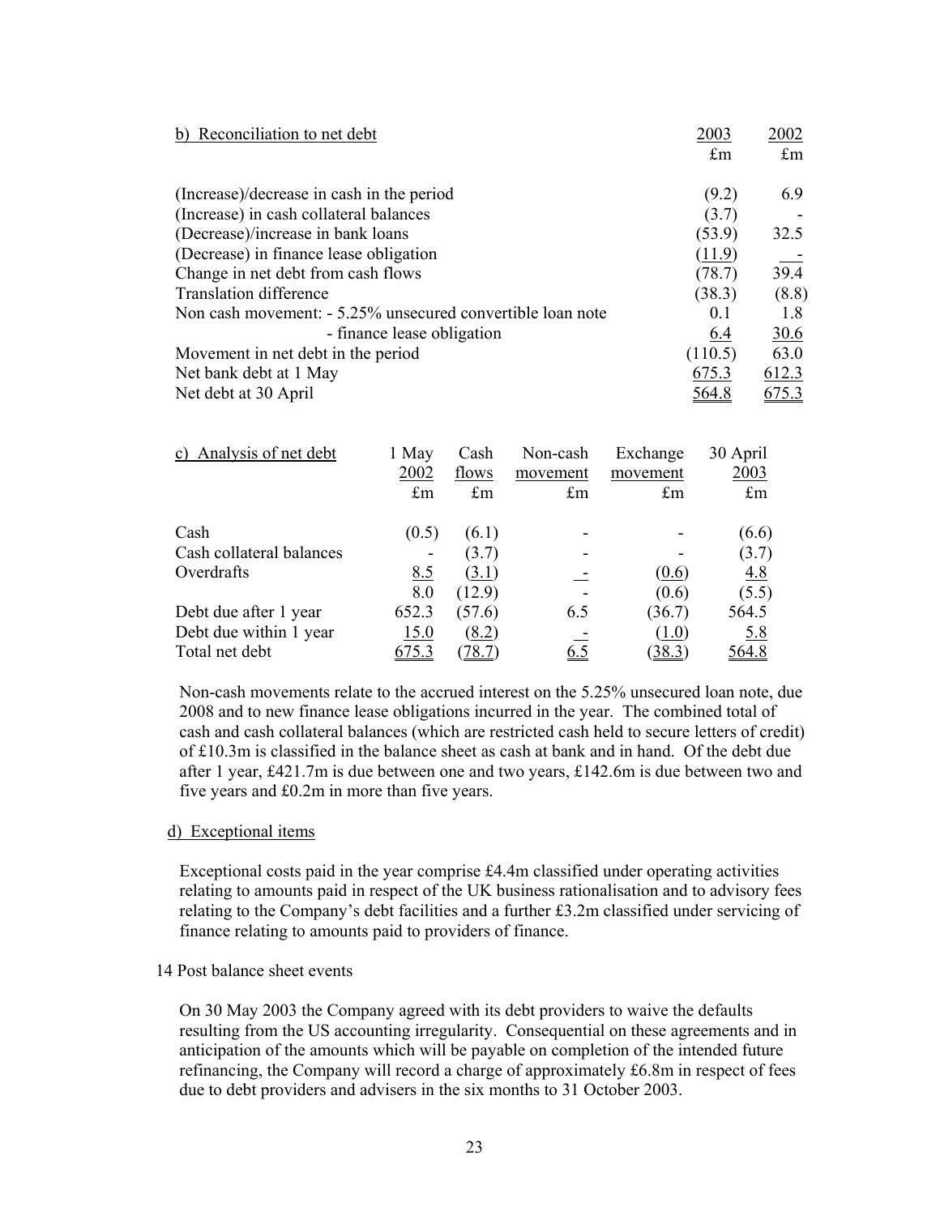b) Reconciliation to net debt

| | 2003 | 2002 |
|---|---|---|
| | £m | £m |
| (Increase)/decrease in cash in the period | (9.2) | 6.9 |
| (Increase) in cash collateral balances | (3.7) | - |
| (Decrease)/increase in bank loans | (53.9) | 32.5 |
| (Decrease) in finance lease obligation | (11.9) | - |
| Change in net debt from cash flows | (78.7) | 39.4 |
| Translation difference | (38.3) | (8.8) |
| Non cash movement: - 5.25% unsecured convertible loan note | 0.1 | 1.8 |
| - finance lease obligation | 6.4 | 30.6 |
| Movement in net debt in the period | (110.5) | 63.0 |
| Net bank debt at 1 May | 675.3 | 612.3 |
| Net debt at 30 April | 564.8 | 675.3 |

c) Analysis of net debt

| | 1 May 2002 | Cash flows | Non-cash movement | Exchange movement | 30 April 2003 |
|---|---|---|---|---|---|
| | £m | £m | £m | £m | £m |
| Cash | (0.5) | (6.1) | - | - | (6.6) |
| Cash collateral balances | - | (3.7) | - | - | (3.7) |
| Overdrafts | 8.5 | (3.1) | - | (0.6) | 4.8 |
| | 8.0 | (12.9) | - | (0.6) | (5.5) |
| Debt due after 1 year | 652.3 | (57.6) | 6.5 | (36.7) | 564.5 |
| Debt due within 1 year | 15.0 | (8.2) | - | (1.0) | 5.8 |
| Total net debt | 675.3 | (78.7) | 6.5 | (38.3) | 564.8 |

Non-cash movements relate to the accrued interest on the 5.25% unsecured loan note, due 2008 and to new finance lease obligations incurred in the year. The combined total of cash and cash collateral balances (which are restricted cash held to secure letters of credit) of £10.3m is classified in the balance sheet as cash at bank and in hand. Of the debt due after 1 year, £421.7m is due between one and two years, £142.6m is due between two and five years and £0.2m in more than five years.

d) Exceptional items

Exceptional costs paid in the year comprise £4.4m classified under operating activities relating to amounts paid in respect of the UK business rationalisation and to advisory fees relating to the Company's debt facilities and a further £3.2m classified under servicing of finance relating to amounts paid to providers of finance.

14 Post balance sheet events

On 30 May 2003 the Company agreed with its debt providers to waive the defaults resulting from the US accounting irregularity. Consequential on these agreements and in anticipation of the amounts which will be payable on completion of the intended future refinancing, the Company will record a charge of approximately £6.8m in respect of fees due to debt providers and advisers in the six months to 31 October 2003.